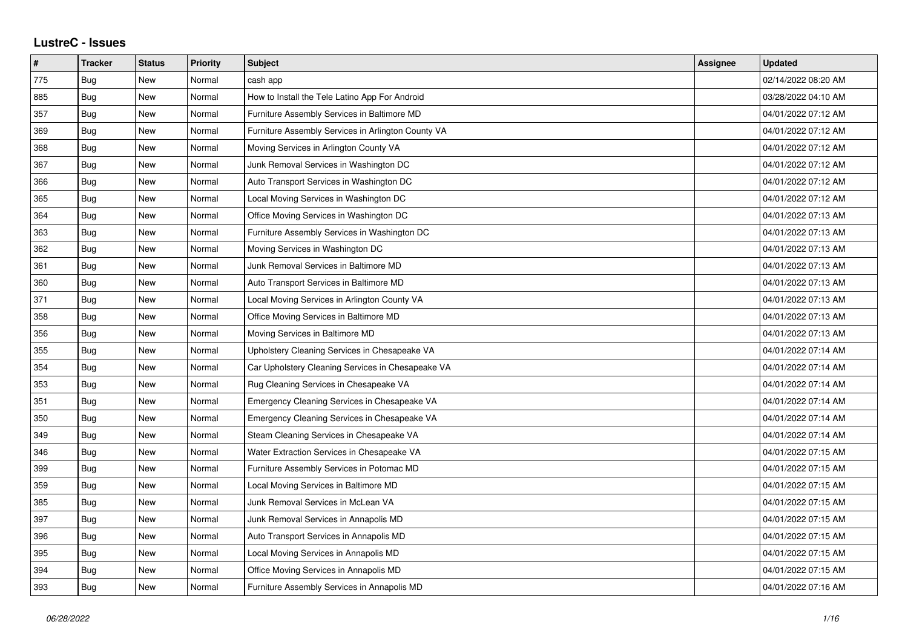## LustreC - Issues

| # | Tracker | Status | Priority | Subject | Assignee | Updated |
|---|---|---|---|---|---|---|
| 775 | Bug | New | Normal | cash app | | 02/14/2022 08:20 AM |
| 885 | Bug | New | Normal | How to Install the Tele Latino App For Android | | 03/28/2022 04:10 AM |
| 357 | Bug | New | Normal | Furniture Assembly Services in Baltimore MD | | 04/01/2022 07:12 AM |
| 369 | Bug | New | Normal | Furniture Assembly Services in Arlington County VA | | 04/01/2022 07:12 AM |
| 368 | Bug | New | Normal | Moving Services in Arlington County VA | | 04/01/2022 07:12 AM |
| 367 | Bug | New | Normal | Junk Removal Services in Washington DC | | 04/01/2022 07:12 AM |
| 366 | Bug | New | Normal | Auto Transport Services in Washington DC | | 04/01/2022 07:12 AM |
| 365 | Bug | New | Normal | Local Moving Services in Washington DC | | 04/01/2022 07:12 AM |
| 364 | Bug | New | Normal | Office Moving Services in Washington DC | | 04/01/2022 07:13 AM |
| 363 | Bug | New | Normal | Furniture Assembly Services in Washington DC | | 04/01/2022 07:13 AM |
| 362 | Bug | New | Normal | Moving Services in Washington DC | | 04/01/2022 07:13 AM |
| 361 | Bug | New | Normal | Junk Removal Services in Baltimore MD | | 04/01/2022 07:13 AM |
| 360 | Bug | New | Normal | Auto Transport Services in Baltimore MD | | 04/01/2022 07:13 AM |
| 371 | Bug | New | Normal | Local Moving Services in Arlington County VA | | 04/01/2022 07:13 AM |
| 358 | Bug | New | Normal | Office Moving Services in Baltimore MD | | 04/01/2022 07:13 AM |
| 356 | Bug | New | Normal | Moving Services in Baltimore MD | | 04/01/2022 07:13 AM |
| 355 | Bug | New | Normal | Upholstery Cleaning Services in Chesapeake VA | | 04/01/2022 07:14 AM |
| 354 | Bug | New | Normal | Car Upholstery Cleaning Services in Chesapeake VA | | 04/01/2022 07:14 AM |
| 353 | Bug | New | Normal | Rug Cleaning Services in Chesapeake VA | | 04/01/2022 07:14 AM |
| 351 | Bug | New | Normal | Emergency Cleaning Services in Chesapeake VA | | 04/01/2022 07:14 AM |
| 350 | Bug | New | Normal | Emergency Cleaning Services in Chesapeake VA | | 04/01/2022 07:14 AM |
| 349 | Bug | New | Normal | Steam Cleaning Services in Chesapeake VA | | 04/01/2022 07:14 AM |
| 346 | Bug | New | Normal | Water Extraction Services in Chesapeake VA | | 04/01/2022 07:15 AM |
| 399 | Bug | New | Normal | Furniture Assembly Services in Potomac MD | | 04/01/2022 07:15 AM |
| 359 | Bug | New | Normal | Local Moving Services in Baltimore MD | | 04/01/2022 07:15 AM |
| 385 | Bug | New | Normal | Junk Removal Services in McLean VA | | 04/01/2022 07:15 AM |
| 397 | Bug | New | Normal | Junk Removal Services in Annapolis MD | | 04/01/2022 07:15 AM |
| 396 | Bug | New | Normal | Auto Transport Services in Annapolis MD | | 04/01/2022 07:15 AM |
| 395 | Bug | New | Normal | Local Moving Services in Annapolis MD | | 04/01/2022 07:15 AM |
| 394 | Bug | New | Normal | Office Moving Services in Annapolis MD | | 04/01/2022 07:15 AM |
| 393 | Bug | New | Normal | Furniture Assembly Services in Annapolis MD | | 04/01/2022 07:16 AM |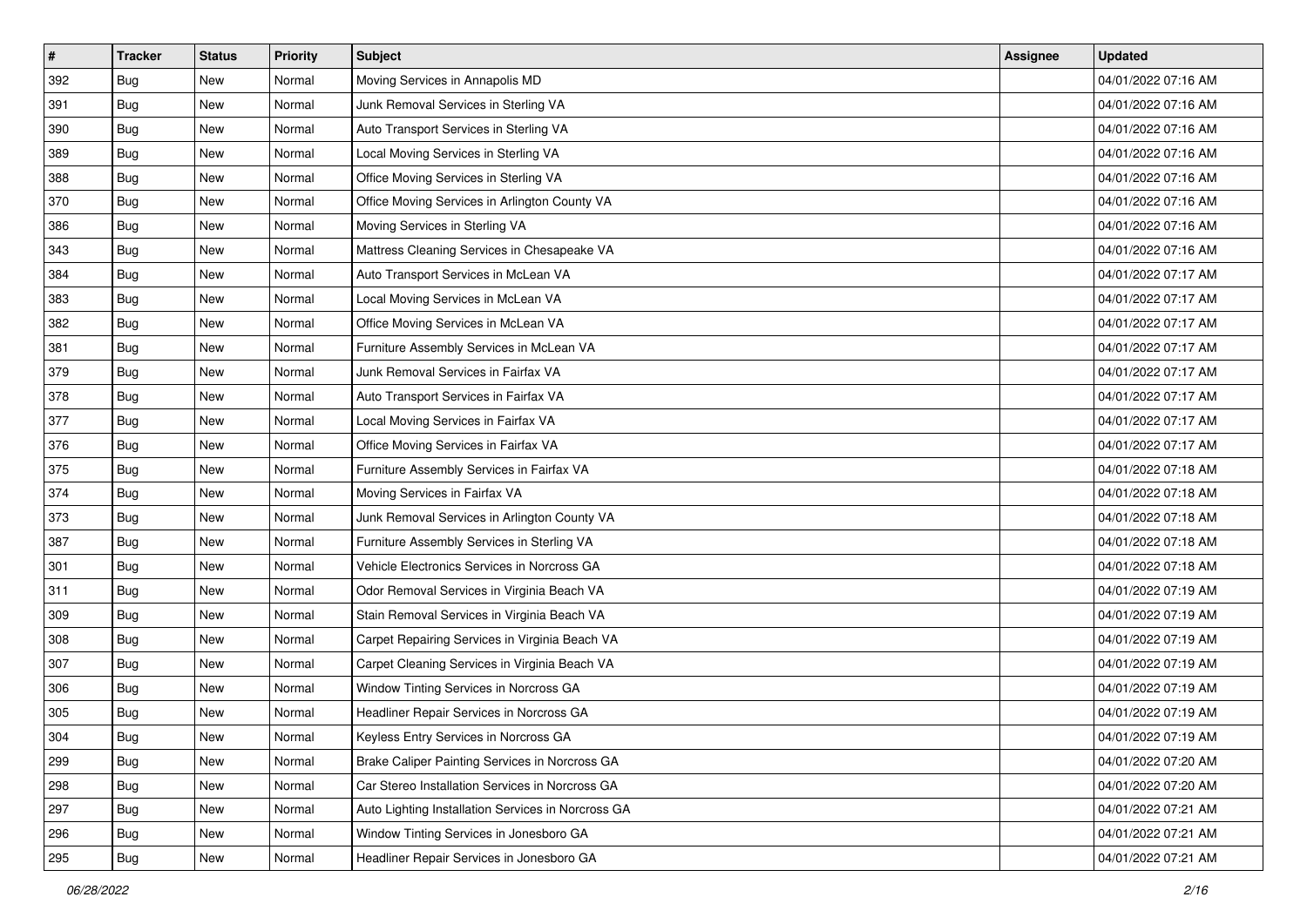| # | Tracker | Status | Priority | Subject | Assignee | Updated |
|---|---|---|---|---|---|---|
| 392 | Bug | New | Normal | Moving Services in Annapolis MD | | 04/01/2022 07:16 AM |
| 391 | Bug | New | Normal | Junk Removal Services in Sterling VA | | 04/01/2022 07:16 AM |
| 390 | Bug | New | Normal | Auto Transport Services in Sterling VA | | 04/01/2022 07:16 AM |
| 389 | Bug | New | Normal | Local Moving Services in Sterling VA | | 04/01/2022 07:16 AM |
| 388 | Bug | New | Normal | Office Moving Services in Sterling VA | | 04/01/2022 07:16 AM |
| 370 | Bug | New | Normal | Office Moving Services in Arlington County VA | | 04/01/2022 07:16 AM |
| 386 | Bug | New | Normal | Moving Services in Sterling VA | | 04/01/2022 07:16 AM |
| 343 | Bug | New | Normal | Mattress Cleaning Services in Chesapeake VA | | 04/01/2022 07:16 AM |
| 384 | Bug | New | Normal | Auto Transport Services in McLean VA | | 04/01/2022 07:17 AM |
| 383 | Bug | New | Normal | Local Moving Services in McLean VA | | 04/01/2022 07:17 AM |
| 382 | Bug | New | Normal | Office Moving Services in McLean VA | | 04/01/2022 07:17 AM |
| 381 | Bug | New | Normal | Furniture Assembly Services in McLean VA | | 04/01/2022 07:17 AM |
| 379 | Bug | New | Normal | Junk Removal Services in Fairfax VA | | 04/01/2022 07:17 AM |
| 378 | Bug | New | Normal | Auto Transport Services in Fairfax VA | | 04/01/2022 07:17 AM |
| 377 | Bug | New | Normal | Local Moving Services in Fairfax VA | | 04/01/2022 07:17 AM |
| 376 | Bug | New | Normal | Office Moving Services in Fairfax VA | | 04/01/2022 07:17 AM |
| 375 | Bug | New | Normal | Furniture Assembly Services in Fairfax VA | | 04/01/2022 07:18 AM |
| 374 | Bug | New | Normal | Moving Services in Fairfax VA | | 04/01/2022 07:18 AM |
| 373 | Bug | New | Normal | Junk Removal Services in Arlington County VA | | 04/01/2022 07:18 AM |
| 387 | Bug | New | Normal | Furniture Assembly Services in Sterling VA | | 04/01/2022 07:18 AM |
| 301 | Bug | New | Normal | Vehicle Electronics Services in Norcross GA | | 04/01/2022 07:18 AM |
| 311 | Bug | New | Normal | Odor Removal Services in Virginia Beach VA | | 04/01/2022 07:19 AM |
| 309 | Bug | New | Normal | Stain Removal Services in Virginia Beach VA | | 04/01/2022 07:19 AM |
| 308 | Bug | New | Normal | Carpet Repairing Services in Virginia Beach VA | | 04/01/2022 07:19 AM |
| 307 | Bug | New | Normal | Carpet Cleaning Services in Virginia Beach VA | | 04/01/2022 07:19 AM |
| 306 | Bug | New | Normal | Window Tinting Services in Norcross GA | | 04/01/2022 07:19 AM |
| 305 | Bug | New | Normal | Headliner Repair Services in Norcross GA | | 04/01/2022 07:19 AM |
| 304 | Bug | New | Normal | Keyless Entry Services in Norcross GA | | 04/01/2022 07:19 AM |
| 299 | Bug | New | Normal | Brake Caliper Painting Services in Norcross GA | | 04/01/2022 07:20 AM |
| 298 | Bug | New | Normal | Car Stereo Installation Services in Norcross GA | | 04/01/2022 07:20 AM |
| 297 | Bug | New | Normal | Auto Lighting Installation Services in Norcross GA | | 04/01/2022 07:21 AM |
| 296 | Bug | New | Normal | Window Tinting Services in Jonesboro GA | | 04/01/2022 07:21 AM |
| 295 | Bug | New | Normal | Headliner Repair Services in Jonesboro GA | | 04/01/2022 07:21 AM |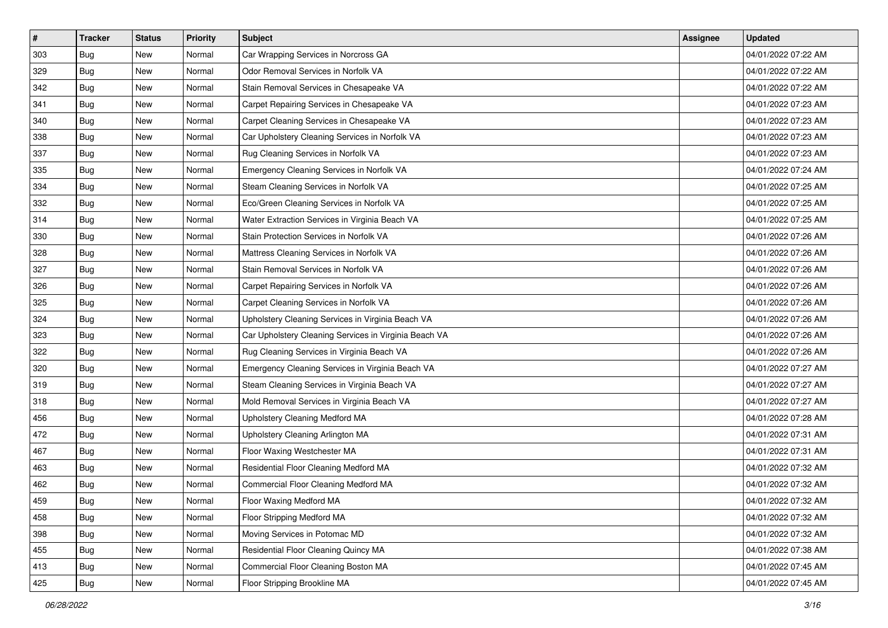| # | Tracker | Status | Priority | Subject | Assignee | Updated |
|---|---|---|---|---|---|---|
| 303 | Bug | New | Normal | Car Wrapping Services in Norcross GA | | 04/01/2022 07:22 AM |
| 329 | Bug | New | Normal | Odor Removal Services in Norfolk VA | | 04/01/2022 07:22 AM |
| 342 | Bug | New | Normal | Stain Removal Services in Chesapeake VA | | 04/01/2022 07:22 AM |
| 341 | Bug | New | Normal | Carpet Repairing Services in Chesapeake VA | | 04/01/2022 07:23 AM |
| 340 | Bug | New | Normal | Carpet Cleaning Services in Chesapeake VA | | 04/01/2022 07:23 AM |
| 338 | Bug | New | Normal | Car Upholstery Cleaning Services in Norfolk VA | | 04/01/2022 07:23 AM |
| 337 | Bug | New | Normal | Rug Cleaning Services in Norfolk VA | | 04/01/2022 07:23 AM |
| 335 | Bug | New | Normal | Emergency Cleaning Services in Norfolk VA | | 04/01/2022 07:24 AM |
| 334 | Bug | New | Normal | Steam Cleaning Services in Norfolk VA | | 04/01/2022 07:25 AM |
| 332 | Bug | New | Normal | Eco/Green Cleaning Services in Norfolk VA | | 04/01/2022 07:25 AM |
| 314 | Bug | New | Normal | Water Extraction Services in Virginia Beach VA | | 04/01/2022 07:25 AM |
| 330 | Bug | New | Normal | Stain Protection Services in Norfolk VA | | 04/01/2022 07:26 AM |
| 328 | Bug | New | Normal | Mattress Cleaning Services in Norfolk VA | | 04/01/2022 07:26 AM |
| 327 | Bug | New | Normal | Stain Removal Services in Norfolk VA | | 04/01/2022 07:26 AM |
| 326 | Bug | New | Normal | Carpet Repairing Services in Norfolk VA | | 04/01/2022 07:26 AM |
| 325 | Bug | New | Normal | Carpet Cleaning Services in Norfolk VA | | 04/01/2022 07:26 AM |
| 324 | Bug | New | Normal | Upholstery Cleaning Services in Virginia Beach VA | | 04/01/2022 07:26 AM |
| 323 | Bug | New | Normal | Car Upholstery Cleaning Services in Virginia Beach VA | | 04/01/2022 07:26 AM |
| 322 | Bug | New | Normal | Rug Cleaning Services in Virginia Beach VA | | 04/01/2022 07:26 AM |
| 320 | Bug | New | Normal | Emergency Cleaning Services in Virginia Beach VA | | 04/01/2022 07:27 AM |
| 319 | Bug | New | Normal | Steam Cleaning Services in Virginia Beach VA | | 04/01/2022 07:27 AM |
| 318 | Bug | New | Normal | Mold Removal Services in Virginia Beach VA | | 04/01/2022 07:27 AM |
| 456 | Bug | New | Normal | Upholstery Cleaning Medford MA | | 04/01/2022 07:28 AM |
| 472 | Bug | New | Normal | Upholstery Cleaning Arlington MA | | 04/01/2022 07:31 AM |
| 467 | Bug | New | Normal | Floor Waxing Westchester MA | | 04/01/2022 07:31 AM |
| 463 | Bug | New | Normal | Residential Floor Cleaning Medford MA | | 04/01/2022 07:32 AM |
| 462 | Bug | New | Normal | Commercial Floor Cleaning Medford MA | | 04/01/2022 07:32 AM |
| 459 | Bug | New | Normal | Floor Waxing Medford MA | | 04/01/2022 07:32 AM |
| 458 | Bug | New | Normal | Floor Stripping Medford MA | | 04/01/2022 07:32 AM |
| 398 | Bug | New | Normal | Moving Services in Potomac MD | | 04/01/2022 07:32 AM |
| 455 | Bug | New | Normal | Residential Floor Cleaning Quincy MA | | 04/01/2022 07:38 AM |
| 413 | Bug | New | Normal | Commercial Floor Cleaning Boston MA | | 04/01/2022 07:45 AM |
| 425 | Bug | New | Normal | Floor Stripping Brookline MA | | 04/01/2022 07:45 AM |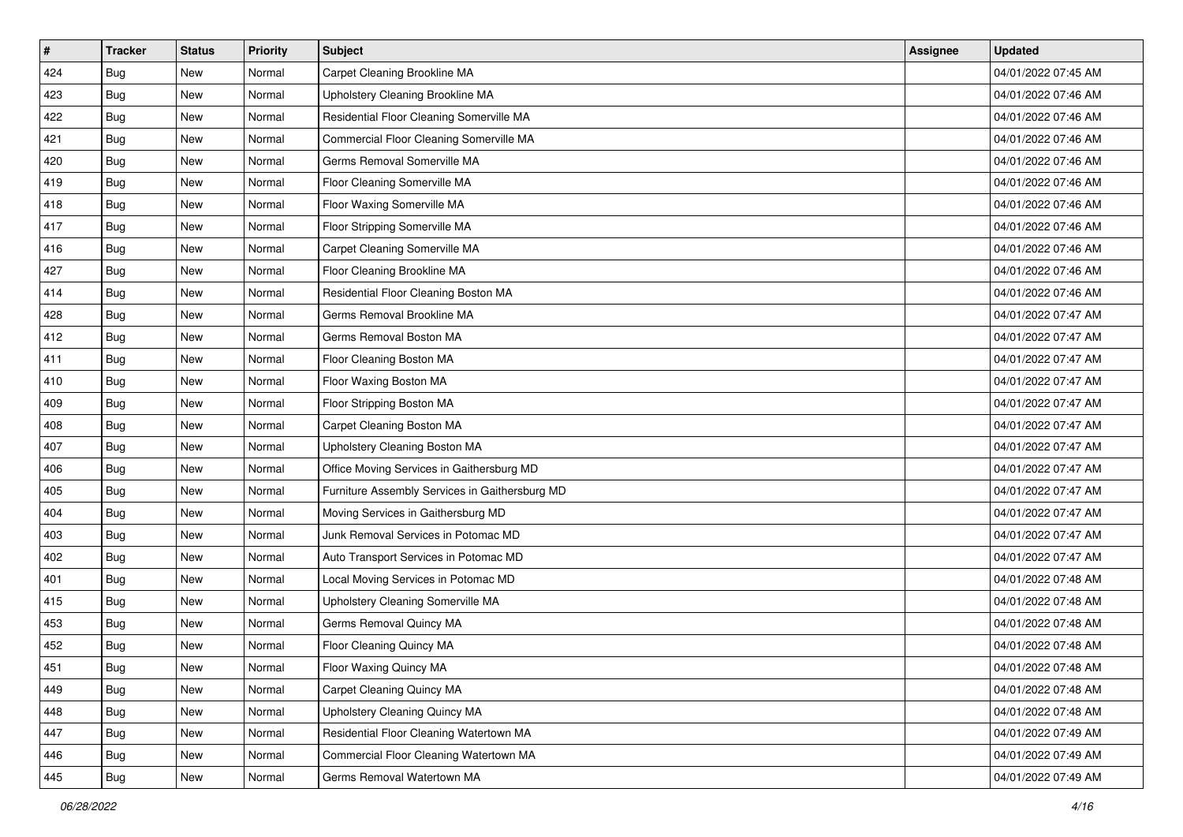| # | Tracker | Status | Priority | Subject | Assignee | Updated |
|---|---|---|---|---|---|---|
| 424 | Bug | New | Normal | Carpet Cleaning Brookline MA | | 04/01/2022 07:45 AM |
| 423 | Bug | New | Normal | Upholstery Cleaning Brookline MA | | 04/01/2022 07:46 AM |
| 422 | Bug | New | Normal | Residential Floor Cleaning Somerville MA | | 04/01/2022 07:46 AM |
| 421 | Bug | New | Normal | Commercial Floor Cleaning Somerville MA | | 04/01/2022 07:46 AM |
| 420 | Bug | New | Normal | Germs Removal Somerville MA | | 04/01/2022 07:46 AM |
| 419 | Bug | New | Normal | Floor Cleaning Somerville MA | | 04/01/2022 07:46 AM |
| 418 | Bug | New | Normal | Floor Waxing Somerville MA | | 04/01/2022 07:46 AM |
| 417 | Bug | New | Normal | Floor Stripping Somerville MA | | 04/01/2022 07:46 AM |
| 416 | Bug | New | Normal | Carpet Cleaning Somerville MA | | 04/01/2022 07:46 AM |
| 427 | Bug | New | Normal | Floor Cleaning Brookline MA | | 04/01/2022 07:46 AM |
| 414 | Bug | New | Normal | Residential Floor Cleaning Boston MA | | 04/01/2022 07:46 AM |
| 428 | Bug | New | Normal | Germs Removal Brookline MA | | 04/01/2022 07:47 AM |
| 412 | Bug | New | Normal | Germs Removal Boston MA | | 04/01/2022 07:47 AM |
| 411 | Bug | New | Normal | Floor Cleaning Boston MA | | 04/01/2022 07:47 AM |
| 410 | Bug | New | Normal | Floor Waxing Boston MA | | 04/01/2022 07:47 AM |
| 409 | Bug | New | Normal | Floor Stripping Boston MA | | 04/01/2022 07:47 AM |
| 408 | Bug | New | Normal | Carpet Cleaning Boston MA | | 04/01/2022 07:47 AM |
| 407 | Bug | New | Normal | Upholstery Cleaning Boston MA | | 04/01/2022 07:47 AM |
| 406 | Bug | New | Normal | Office Moving Services in Gaithersburg MD | | 04/01/2022 07:47 AM |
| 405 | Bug | New | Normal | Furniture Assembly Services in Gaithersburg MD | | 04/01/2022 07:47 AM |
| 404 | Bug | New | Normal | Moving Services in Gaithersburg MD | | 04/01/2022 07:47 AM |
| 403 | Bug | New | Normal | Junk Removal Services in Potomac MD | | 04/01/2022 07:47 AM |
| 402 | Bug | New | Normal | Auto Transport Services in Potomac MD | | 04/01/2022 07:47 AM |
| 401 | Bug | New | Normal | Local Moving Services in Potomac MD | | 04/01/2022 07:48 AM |
| 415 | Bug | New | Normal | Upholstery Cleaning Somerville MA | | 04/01/2022 07:48 AM |
| 453 | Bug | New | Normal | Germs Removal Quincy MA | | 04/01/2022 07:48 AM |
| 452 | Bug | New | Normal | Floor Cleaning Quincy MA | | 04/01/2022 07:48 AM |
| 451 | Bug | New | Normal | Floor Waxing Quincy MA | | 04/01/2022 07:48 AM |
| 449 | Bug | New | Normal | Carpet Cleaning Quincy MA | | 04/01/2022 07:48 AM |
| 448 | Bug | New | Normal | Upholstery Cleaning Quincy MA | | 04/01/2022 07:48 AM |
| 447 | Bug | New | Normal | Residential Floor Cleaning Watertown MA | | 04/01/2022 07:49 AM |
| 446 | Bug | New | Normal | Commercial Floor Cleaning Watertown MA | | 04/01/2022 07:49 AM |
| 445 | Bug | New | Normal | Germs Removal Watertown MA | | 04/01/2022 07:49 AM |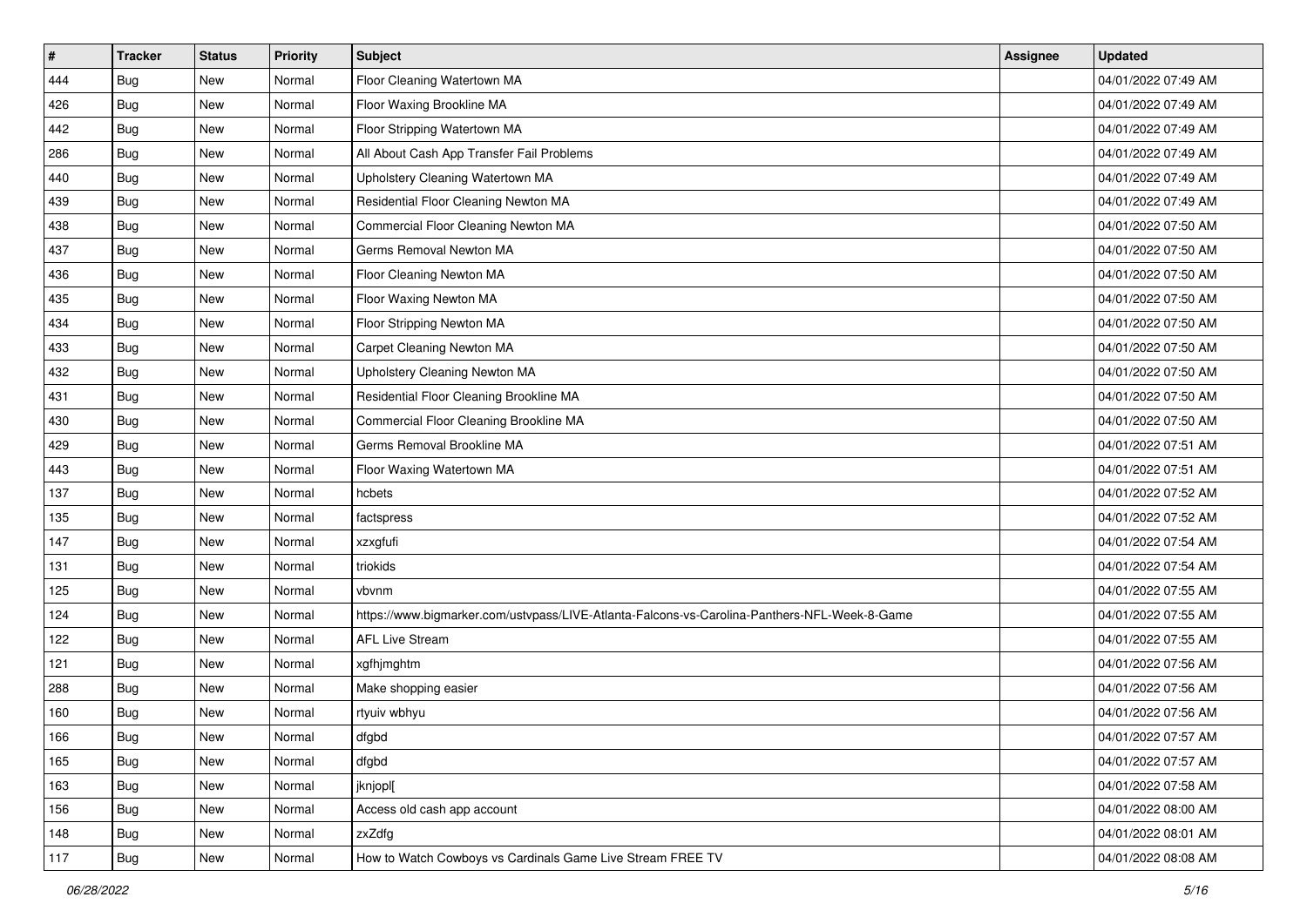| # | Tracker | Status | Priority | Subject | Assignee | Updated |
|---|---|---|---|---|---|---|
| 444 | Bug | New | Normal | Floor Cleaning Watertown MA | | 04/01/2022 07:49 AM |
| 426 | Bug | New | Normal | Floor Waxing Brookline MA | | 04/01/2022 07:49 AM |
| 442 | Bug | New | Normal | Floor Stripping Watertown MA | | 04/01/2022 07:49 AM |
| 286 | Bug | New | Normal | All About Cash App Transfer Fail Problems | | 04/01/2022 07:49 AM |
| 440 | Bug | New | Normal | Upholstery Cleaning Watertown MA | | 04/01/2022 07:49 AM |
| 439 | Bug | New | Normal | Residential Floor Cleaning Newton MA | | 04/01/2022 07:49 AM |
| 438 | Bug | New | Normal | Commercial Floor Cleaning Newton MA | | 04/01/2022 07:50 AM |
| 437 | Bug | New | Normal | Germs Removal Newton MA | | 04/01/2022 07:50 AM |
| 436 | Bug | New | Normal | Floor Cleaning Newton MA | | 04/01/2022 07:50 AM |
| 435 | Bug | New | Normal | Floor Waxing Newton MA | | 04/01/2022 07:50 AM |
| 434 | Bug | New | Normal | Floor Stripping Newton MA | | 04/01/2022 07:50 AM |
| 433 | Bug | New | Normal | Carpet Cleaning Newton MA | | 04/01/2022 07:50 AM |
| 432 | Bug | New | Normal | Upholstery Cleaning Newton MA | | 04/01/2022 07:50 AM |
| 431 | Bug | New | Normal | Residential Floor Cleaning Brookline MA | | 04/01/2022 07:50 AM |
| 430 | Bug | New | Normal | Commercial Floor Cleaning Brookline MA | | 04/01/2022 07:50 AM |
| 429 | Bug | New | Normal | Germs Removal Brookline MA | | 04/01/2022 07:51 AM |
| 443 | Bug | New | Normal | Floor Waxing Watertown MA | | 04/01/2022 07:51 AM |
| 137 | Bug | New | Normal | hcbets | | 04/01/2022 07:52 AM |
| 135 | Bug | New | Normal | factspress | | 04/01/2022 07:52 AM |
| 147 | Bug | New | Normal | xzxgfufi | | 04/01/2022 07:54 AM |
| 131 | Bug | New | Normal | triokids | | 04/01/2022 07:54 AM |
| 125 | Bug | New | Normal | vbvnm | | 04/01/2022 07:55 AM |
| 124 | Bug | New | Normal | https://www.bigmarker.com/ustvpass/LIVE-Atlanta-Falcons-vs-Carolina-Panthers-NFL-Week-8-Game | | 04/01/2022 07:55 AM |
| 122 | Bug | New | Normal | AFL Live Stream | | 04/01/2022 07:55 AM |
| 121 | Bug | New | Normal | xgfhjmghtm | | 04/01/2022 07:56 AM |
| 288 | Bug | New | Normal | Make shopping easier | | 04/01/2022 07:56 AM |
| 160 | Bug | New | Normal | rtyuiv wbhyu | | 04/01/2022 07:56 AM |
| 166 | Bug | New | Normal | dfgbd | | 04/01/2022 07:57 AM |
| 165 | Bug | New | Normal | dfgbd | | 04/01/2022 07:57 AM |
| 163 | Bug | New | Normal | jknjopl[ | | 04/01/2022 07:58 AM |
| 156 | Bug | New | Normal | Access old cash app account | | 04/01/2022 08:00 AM |
| 148 | Bug | New | Normal | zxZdfg | | 04/01/2022 08:01 AM |
| 117 | Bug | New | Normal | How to Watch Cowboys vs Cardinals Game Live Stream FREE TV | | 04/01/2022 08:08 AM |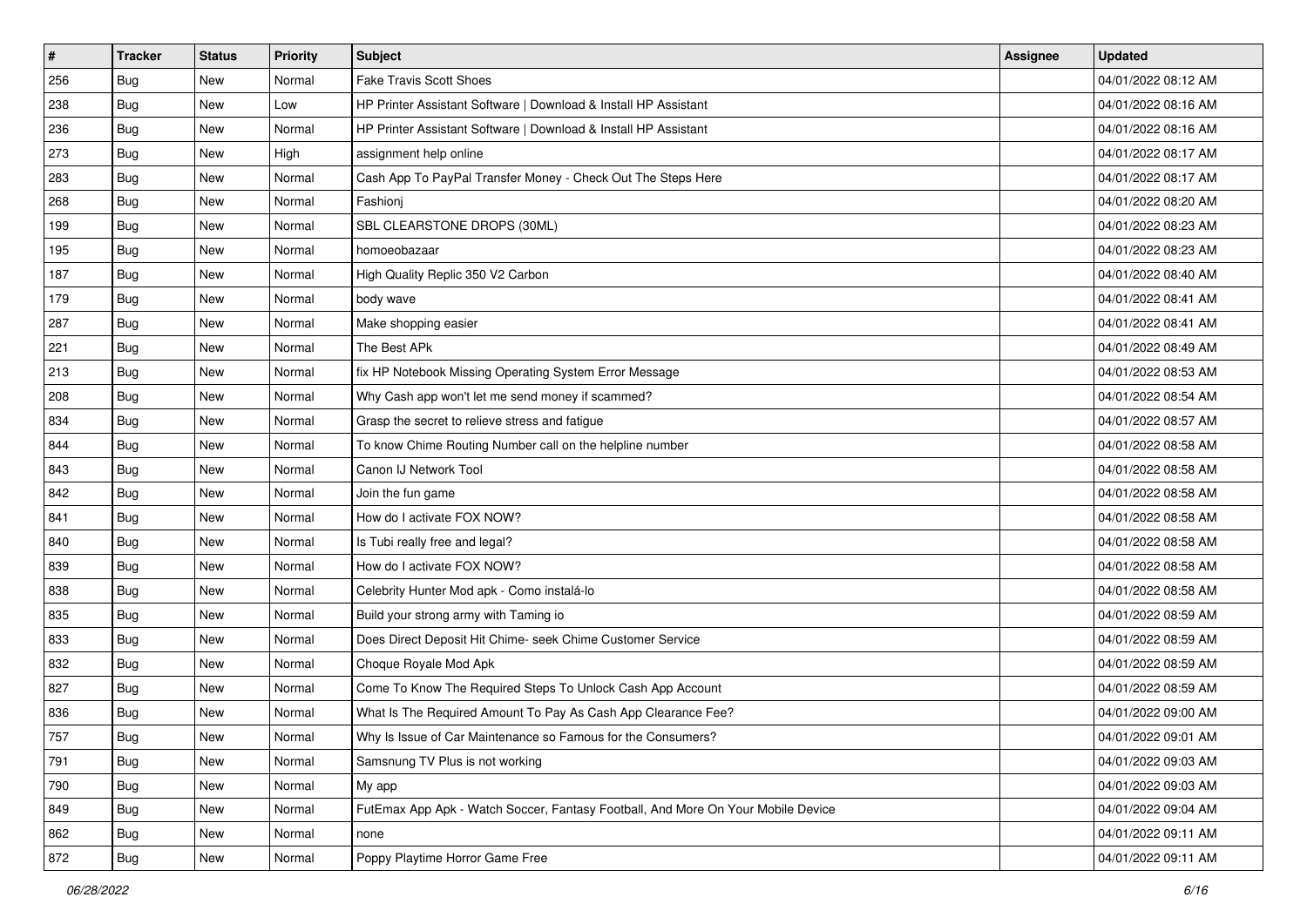| # | Tracker | Status | Priority | Subject | Assignee | Updated |
|---|---|---|---|---|---|---|
| 256 | Bug | New | Normal | Fake Travis Scott Shoes | | 04/01/2022 08:12 AM |
| 238 | Bug | New | Low | HP Printer Assistant Software \| Download & Install HP Assistant | | 04/01/2022 08:16 AM |
| 236 | Bug | New | Normal | HP Printer Assistant Software \| Download & Install HP Assistant | | 04/01/2022 08:16 AM |
| 273 | Bug | New | High | assignment help online | | 04/01/2022 08:17 AM |
| 283 | Bug | New | Normal | Cash App To PayPal Transfer Money - Check Out The Steps Here | | 04/01/2022 08:17 AM |
| 268 | Bug | New | Normal | Fashionj | | 04/01/2022 08:20 AM |
| 199 | Bug | New | Normal | SBL CLEARSTONE DROPS (30ML) | | 04/01/2022 08:23 AM |
| 195 | Bug | New | Normal | homoeobazaar | | 04/01/2022 08:23 AM |
| 187 | Bug | New | Normal | High Quality Replic 350 V2 Carbon | | 04/01/2022 08:40 AM |
| 179 | Bug | New | Normal | body wave | | 04/01/2022 08:41 AM |
| 287 | Bug | New | Normal | Make shopping easier | | 04/01/2022 08:41 AM |
| 221 | Bug | New | Normal | The Best APk | | 04/01/2022 08:49 AM |
| 213 | Bug | New | Normal | fix HP Notebook Missing Operating System Error Message | | 04/01/2022 08:53 AM |
| 208 | Bug | New | Normal | Why Cash app won't let me send money if scammed? | | 04/01/2022 08:54 AM |
| 834 | Bug | New | Normal | Grasp the secret to relieve stress and fatigue | | 04/01/2022 08:57 AM |
| 844 | Bug | New | Normal | To know Chime Routing Number call on the helpline number | | 04/01/2022 08:58 AM |
| 843 | Bug | New | Normal | Canon IJ Network Tool | | 04/01/2022 08:58 AM |
| 842 | Bug | New | Normal | Join the fun game | | 04/01/2022 08:58 AM |
| 841 | Bug | New | Normal | How do I activate FOX NOW? | | 04/01/2022 08:58 AM |
| 840 | Bug | New | Normal | Is Tubi really free and legal? | | 04/01/2022 08:58 AM |
| 839 | Bug | New | Normal | How do I activate FOX NOW? | | 04/01/2022 08:58 AM |
| 838 | Bug | New | Normal | Celebrity Hunter Mod apk - Como instalá-lo | | 04/01/2022 08:58 AM |
| 835 | Bug | New | Normal | Build your strong army with Taming io | | 04/01/2022 08:59 AM |
| 833 | Bug | New | Normal | Does Direct Deposit Hit Chime- seek Chime Customer Service | | 04/01/2022 08:59 AM |
| 832 | Bug | New | Normal | Choque Royale Mod Apk | | 04/01/2022 08:59 AM |
| 827 | Bug | New | Normal | Come To Know The Required Steps To Unlock Cash App Account | | 04/01/2022 08:59 AM |
| 836 | Bug | New | Normal | What Is The Required Amount To Pay As Cash App Clearance Fee? | | 04/01/2022 09:00 AM |
| 757 | Bug | New | Normal | Why Is Issue of Car Maintenance so Famous for the Consumers? | | 04/01/2022 09:01 AM |
| 791 | Bug | New | Normal | Samsnung TV Plus is not working | | 04/01/2022 09:03 AM |
| 790 | Bug | New | Normal | My app | | 04/01/2022 09:03 AM |
| 849 | Bug | New | Normal | FutEmax App Apk - Watch Soccer, Fantasy Football, And More On Your Mobile Device | | 04/01/2022 09:04 AM |
| 862 | Bug | New | Normal | none | | 04/01/2022 09:11 AM |
| 872 | Bug | New | Normal | Poppy Playtime Horror Game Free | | 04/01/2022 09:11 AM |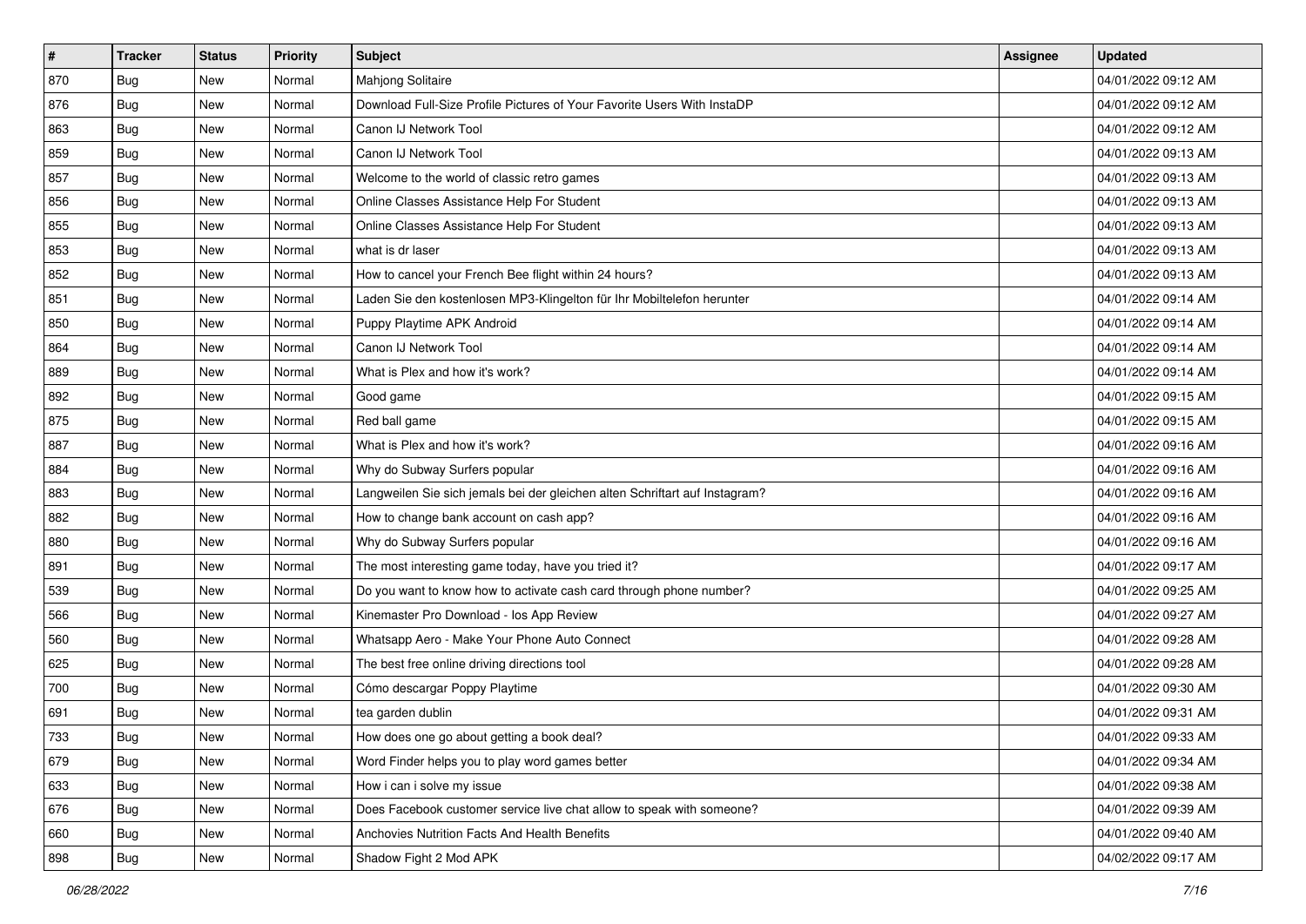| # | Tracker | Status | Priority | Subject | Assignee | Updated |
| --- | --- | --- | --- | --- | --- | --- |
| 870 | Bug | New | Normal | Mahjong Solitaire | | 04/01/2022 09:12 AM |
| 876 | Bug | New | Normal | Download Full-Size Profile Pictures of Your Favorite Users With InstaDP | | 04/01/2022 09:12 AM |
| 863 | Bug | New | Normal | Canon IJ Network Tool | | 04/01/2022 09:12 AM |
| 859 | Bug | New | Normal | Canon IJ Network Tool | | 04/01/2022 09:13 AM |
| 857 | Bug | New | Normal | Welcome to the world of classic retro games | | 04/01/2022 09:13 AM |
| 856 | Bug | New | Normal | Online Classes Assistance Help For Student | | 04/01/2022 09:13 AM |
| 855 | Bug | New | Normal | Online Classes Assistance Help For Student | | 04/01/2022 09:13 AM |
| 853 | Bug | New | Normal | what is dr laser | | 04/01/2022 09:13 AM |
| 852 | Bug | New | Normal | How to cancel your French Bee flight within 24 hours? | | 04/01/2022 09:13 AM |
| 851 | Bug | New | Normal | Laden Sie den kostenlosen MP3-Klingelton für Ihr Mobiltelefon herunter | | 04/01/2022 09:14 AM |
| 850 | Bug | New | Normal | Puppy Playtime APK Android | | 04/01/2022 09:14 AM |
| 864 | Bug | New | Normal | Canon IJ Network Tool | | 04/01/2022 09:14 AM |
| 889 | Bug | New | Normal | What is Plex and how it's work? | | 04/01/2022 09:14 AM |
| 892 | Bug | New | Normal | Good game | | 04/01/2022 09:15 AM |
| 875 | Bug | New | Normal | Red ball game | | 04/01/2022 09:15 AM |
| 887 | Bug | New | Normal | What is Plex and how it's work? | | 04/01/2022 09:16 AM |
| 884 | Bug | New | Normal | Why do Subway Surfers popular | | 04/01/2022 09:16 AM |
| 883 | Bug | New | Normal | Langweilen Sie sich jemals bei der gleichen alten Schriftart auf Instagram? | | 04/01/2022 09:16 AM |
| 882 | Bug | New | Normal | How to change bank account on cash app? | | 04/01/2022 09:16 AM |
| 880 | Bug | New | Normal | Why do Subway Surfers popular | | 04/01/2022 09:16 AM |
| 891 | Bug | New | Normal | The most interesting game today, have you tried it? | | 04/01/2022 09:17 AM |
| 539 | Bug | New | Normal | Do you want to know how to activate cash card through phone number? | | 04/01/2022 09:25 AM |
| 566 | Bug | New | Normal | Kinemaster Pro Download - Ios App Review | | 04/01/2022 09:27 AM |
| 560 | Bug | New | Normal | Whatsapp Aero - Make Your Phone Auto Connect | | 04/01/2022 09:28 AM |
| 625 | Bug | New | Normal | The best free online driving directions tool | | 04/01/2022 09:28 AM |
| 700 | Bug | New | Normal | Cómo descargar Poppy Playtime | | 04/01/2022 09:30 AM |
| 691 | Bug | New | Normal | tea garden dublin | | 04/01/2022 09:31 AM |
| 733 | Bug | New | Normal | How does one go about getting a book deal? | | 04/01/2022 09:33 AM |
| 679 | Bug | New | Normal | Word Finder helps you to play word games better | | 04/01/2022 09:34 AM |
| 633 | Bug | New | Normal | How i can i solve my issue | | 04/01/2022 09:38 AM |
| 676 | Bug | New | Normal | Does Facebook customer service live chat allow to speak with someone? | | 04/01/2022 09:39 AM |
| 660 | Bug | New | Normal | Anchovies Nutrition Facts And Health Benefits | | 04/01/2022 09:40 AM |
| 898 | Bug | New | Normal | Shadow Fight 2 Mod APK | | 04/02/2022 09:17 AM |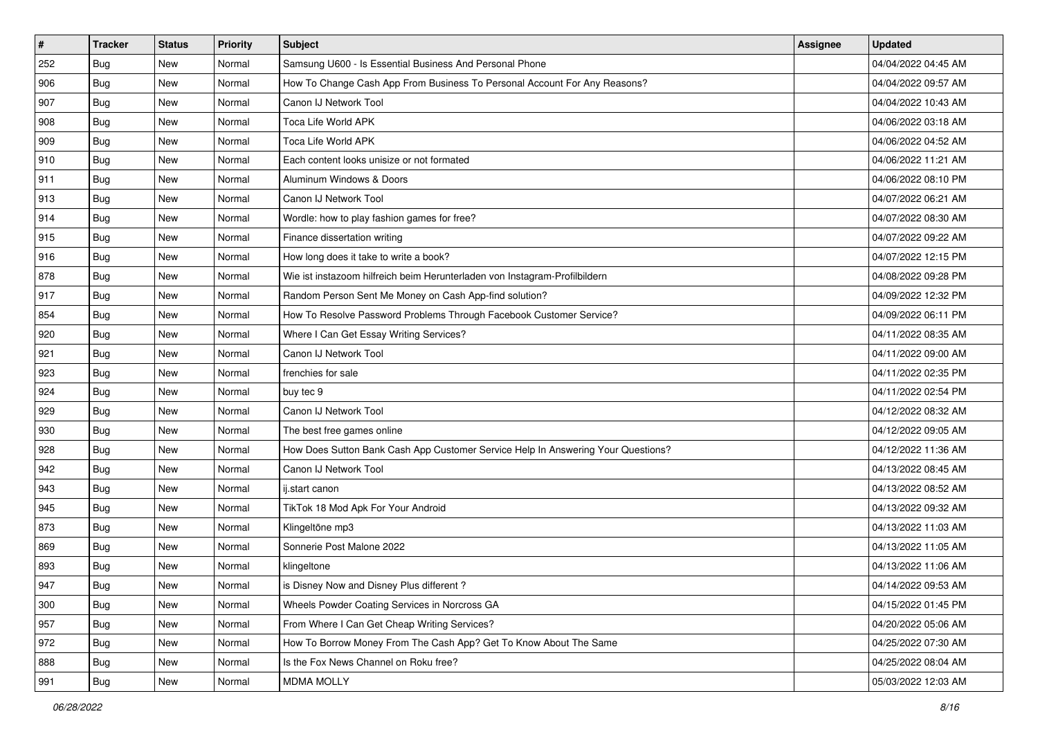| # | Tracker | Status | Priority | Subject | Assignee | Updated |
|---|---|---|---|---|---|---|
| 252 | Bug | New | Normal | Samsung U600 - Is Essential Business And Personal Phone | | 04/04/2022 04:45 AM |
| 906 | Bug | New | Normal | How To Change Cash App From Business To Personal Account For Any Reasons? | | 04/04/2022 09:57 AM |
| 907 | Bug | New | Normal | Canon IJ Network Tool | | 04/04/2022 10:43 AM |
| 908 | Bug | New | Normal | Toca Life World APK | | 04/06/2022 03:18 AM |
| 909 | Bug | New | Normal | Toca Life World APK | | 04/06/2022 04:52 AM |
| 910 | Bug | New | Normal | Each content looks unisize or not formated | | 04/06/2022 11:21 AM |
| 911 | Bug | New | Normal | Aluminum Windows & Doors | | 04/06/2022 08:10 PM |
| 913 | Bug | New | Normal | Canon IJ Network Tool | | 04/07/2022 06:21 AM |
| 914 | Bug | New | Normal | Wordle: how to play fashion games for free? | | 04/07/2022 08:30 AM |
| 915 | Bug | New | Normal | Finance dissertation writing | | 04/07/2022 09:22 AM |
| 916 | Bug | New | Normal | How long does it take to write a book? | | 04/07/2022 12:15 PM |
| 878 | Bug | New | Normal | Wie ist instazoom hilfreich beim Herunterladen von Instagram-Profilbildern | | 04/08/2022 09:28 PM |
| 917 | Bug | New | Normal | Random Person Sent Me Money on Cash App-find solution? | | 04/09/2022 12:32 PM |
| 854 | Bug | New | Normal | How To Resolve Password Problems Through Facebook Customer Service? | | 04/09/2022 06:11 PM |
| 920 | Bug | New | Normal | Where I Can Get Essay Writing Services? | | 04/11/2022 08:35 AM |
| 921 | Bug | New | Normal | Canon IJ Network Tool | | 04/11/2022 09:00 AM |
| 923 | Bug | New | Normal | frenchies for sale | | 04/11/2022 02:35 PM |
| 924 | Bug | New | Normal | buy tec 9 | | 04/11/2022 02:54 PM |
| 929 | Bug | New | Normal | Canon IJ Network Tool | | 04/12/2022 08:32 AM |
| 930 | Bug | New | Normal | The best free games online | | 04/12/2022 09:05 AM |
| 928 | Bug | New | Normal | How Does Sutton Bank Cash App Customer Service Help In Answering Your Questions? | | 04/12/2022 11:36 AM |
| 942 | Bug | New | Normal | Canon IJ Network Tool | | 04/13/2022 08:45 AM |
| 943 | Bug | New | Normal | ij.start canon | | 04/13/2022 08:52 AM |
| 945 | Bug | New | Normal | TikTok 18 Mod Apk For Your Android | | 04/13/2022 09:32 AM |
| 873 | Bug | New | Normal | Klingeltöne mp3 | | 04/13/2022 11:03 AM |
| 869 | Bug | New | Normal | Sonnerie Post Malone 2022 | | 04/13/2022 11:05 AM |
| 893 | Bug | New | Normal | klingeltone | | 04/13/2022 11:06 AM |
| 947 | Bug | New | Normal | is Disney Now and Disney Plus different ? | | 04/14/2022 09:53 AM |
| 300 | Bug | New | Normal | Wheels Powder Coating Services in Norcross GA | | 04/15/2022 01:45 PM |
| 957 | Bug | New | Normal | From Where I Can Get Cheap Writing Services? | | 04/20/2022 05:06 AM |
| 972 | Bug | New | Normal | How To Borrow Money From The Cash App? Get To Know About The Same | | 04/25/2022 07:30 AM |
| 888 | Bug | New | Normal | Is the Fox News Channel on Roku free? | | 04/25/2022 08:04 AM |
| 991 | Bug | New | Normal | MDMA MOLLY | | 05/03/2022 12:03 AM |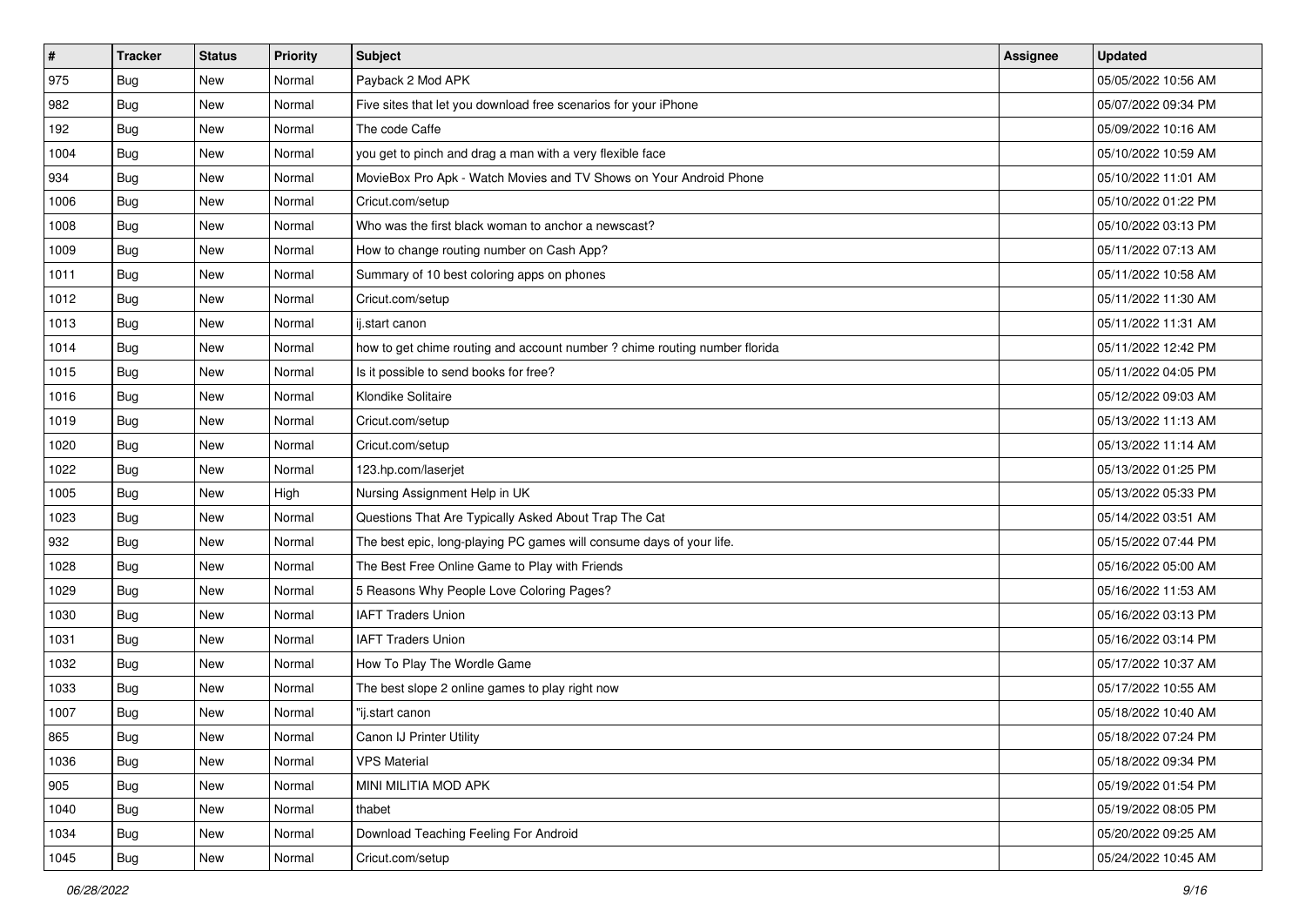| # | Tracker | Status | Priority | Subject | Assignee | Updated |
|---|---|---|---|---|---|---|
| 975 | Bug | New | Normal | Payback 2 Mod APK | | 05/05/2022 10:56 AM |
| 982 | Bug | New | Normal | Five sites that let you download free scenarios for your iPhone | | 05/07/2022 09:34 PM |
| 192 | Bug | New | Normal | The code Caffe | | 05/09/2022 10:16 AM |
| 1004 | Bug | New | Normal | you get to pinch and drag a man with a very flexible face | | 05/10/2022 10:59 AM |
| 934 | Bug | New | Normal | MovieBox Pro Apk - Watch Movies and TV Shows on Your Android Phone | | 05/10/2022 11:01 AM |
| 1006 | Bug | New | Normal | Cricut.com/setup | | 05/10/2022 01:22 PM |
| 1008 | Bug | New | Normal | Who was the first black woman to anchor a newscast? | | 05/10/2022 03:13 PM |
| 1009 | Bug | New | Normal | How to change routing number on Cash App? | | 05/11/2022 07:13 AM |
| 1011 | Bug | New | Normal | Summary of 10 best coloring apps on phones | | 05/11/2022 10:58 AM |
| 1012 | Bug | New | Normal | Cricut.com/setup | | 05/11/2022 11:30 AM |
| 1013 | Bug | New | Normal | ij.start canon | | 05/11/2022 11:31 AM |
| 1014 | Bug | New | Normal | how to get chime routing and account number ? chime routing number florida | | 05/11/2022 12:42 PM |
| 1015 | Bug | New | Normal | Is it possible to send books for free? | | 05/11/2022 04:05 PM |
| 1016 | Bug | New | Normal | Klondike Solitaire | | 05/12/2022 09:03 AM |
| 1019 | Bug | New | Normal | Cricut.com/setup | | 05/13/2022 11:13 AM |
| 1020 | Bug | New | Normal | Cricut.com/setup | | 05/13/2022 11:14 AM |
| 1022 | Bug | New | Normal | 123.hp.com/laserjet | | 05/13/2022 01:25 PM |
| 1005 | Bug | New | High | Nursing Assignment Help in UK | | 05/13/2022 05:33 PM |
| 1023 | Bug | New | Normal | Questions That Are Typically Asked About Trap The Cat | | 05/14/2022 03:51 AM |
| 932 | Bug | New | Normal | The best epic, long-playing PC games will consume days of your life. | | 05/15/2022 07:44 PM |
| 1028 | Bug | New | Normal | The Best Free Online Game to Play with Friends | | 05/16/2022 05:00 AM |
| 1029 | Bug | New | Normal | 5 Reasons Why People Love Coloring Pages? | | 05/16/2022 11:53 AM |
| 1030 | Bug | New | Normal | IAFT Traders Union | | 05/16/2022 03:13 PM |
| 1031 | Bug | New | Normal | IAFT Traders Union | | 05/16/2022 03:14 PM |
| 1032 | Bug | New | Normal | How To Play The Wordle Game | | 05/17/2022 10:37 AM |
| 1033 | Bug | New | Normal | The best slope 2 online games to play right now | | 05/17/2022 10:55 AM |
| 1007 | Bug | New | Normal | "ij.start canon | | 05/18/2022 10:40 AM |
| 865 | Bug | New | Normal | Canon IJ Printer Utility | | 05/18/2022 07:24 PM |
| 1036 | Bug | New | Normal | VPS Material | | 05/18/2022 09:34 PM |
| 905 | Bug | New | Normal | MINI MILITIA MOD APK | | 05/19/2022 01:54 PM |
| 1040 | Bug | New | Normal | thabet | | 05/19/2022 08:05 PM |
| 1034 | Bug | New | Normal | Download Teaching Feeling For Android | | 05/20/2022 09:25 AM |
| 1045 | Bug | New | Normal | Cricut.com/setup | | 05/24/2022 10:45 AM |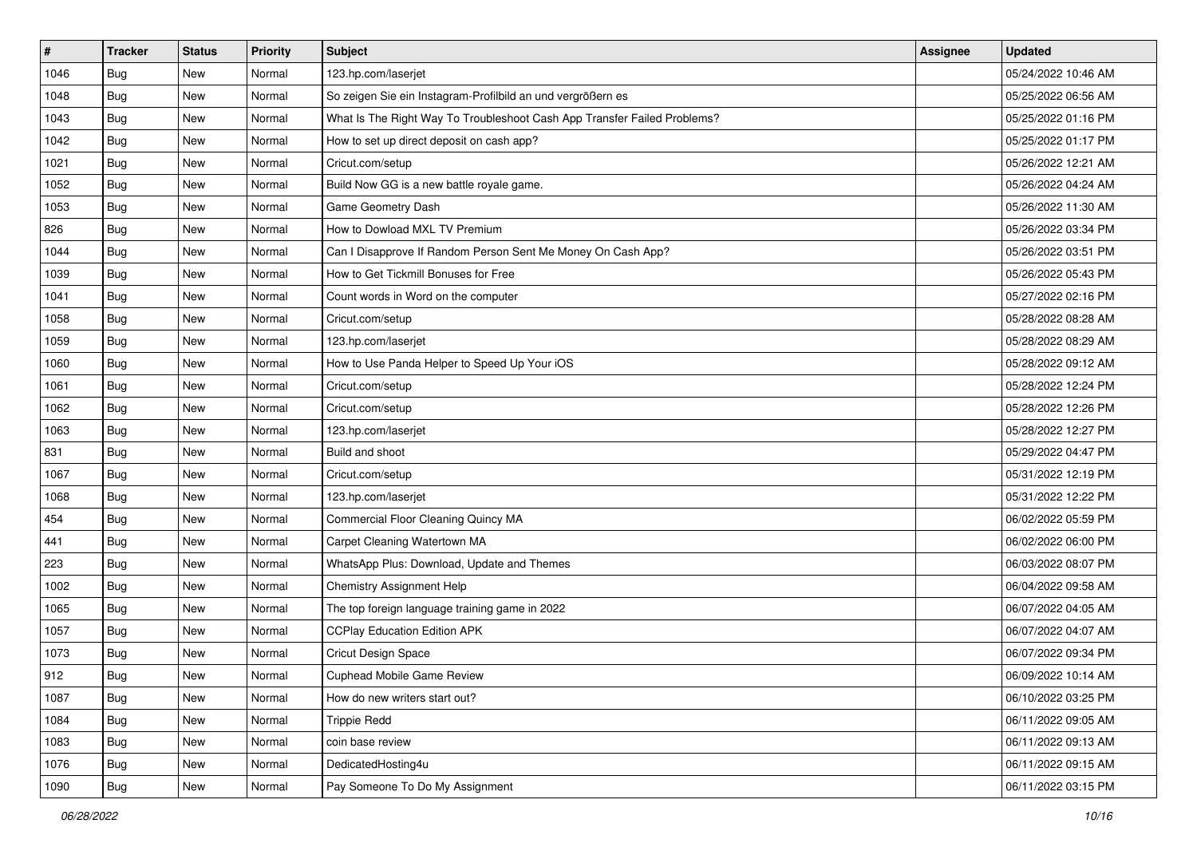| # | Tracker | Status | Priority | Subject | Assignee | Updated |
|---|---|---|---|---|---|---|
| 1046 | Bug | New | Normal | 123.hp.com/laserjet | | 05/24/2022 10:46 AM |
| 1048 | Bug | New | Normal | So zeigen Sie ein Instagram-Profilbild an und vergrößern es | | 05/25/2022 06:56 AM |
| 1043 | Bug | New | Normal | What Is The Right Way To Troubleshoot Cash App Transfer Failed Problems? | | 05/25/2022 01:16 PM |
| 1042 | Bug | New | Normal | How to set up direct deposit on cash app? | | 05/25/2022 01:17 PM |
| 1021 | Bug | New | Normal | Cricut.com/setup | | 05/26/2022 12:21 AM |
| 1052 | Bug | New | Normal | Build Now GG is a new battle royale game. | | 05/26/2022 04:24 AM |
| 1053 | Bug | New | Normal | Game Geometry Dash | | 05/26/2022 11:30 AM |
| 826 | Bug | New | Normal | How to Dowload MXL TV Premium | | 05/26/2022 03:34 PM |
| 1044 | Bug | New | Normal | Can I Disapprove If Random Person Sent Me Money On Cash App? | | 05/26/2022 03:51 PM |
| 1039 | Bug | New | Normal | How to Get Tickmill Bonuses for Free | | 05/26/2022 05:43 PM |
| 1041 | Bug | New | Normal | Count words in Word on the computer | | 05/27/2022 02:16 PM |
| 1058 | Bug | New | Normal | Cricut.com/setup | | 05/28/2022 08:28 AM |
| 1059 | Bug | New | Normal | 123.hp.com/laserjet | | 05/28/2022 08:29 AM |
| 1060 | Bug | New | Normal | How to Use Panda Helper to Speed Up Your iOS | | 05/28/2022 09:12 AM |
| 1061 | Bug | New | Normal | Cricut.com/setup | | 05/28/2022 12:24 PM |
| 1062 | Bug | New | Normal | Cricut.com/setup | | 05/28/2022 12:26 PM |
| 1063 | Bug | New | Normal | 123.hp.com/laserjet | | 05/28/2022 12:27 PM |
| 831 | Bug | New | Normal | Build and shoot | | 05/29/2022 04:47 PM |
| 1067 | Bug | New | Normal | Cricut.com/setup | | 05/31/2022 12:19 PM |
| 1068 | Bug | New | Normal | 123.hp.com/laserjet | | 05/31/2022 12:22 PM |
| 454 | Bug | New | Normal | Commercial Floor Cleaning Quincy MA | | 06/02/2022 05:59 PM |
| 441 | Bug | New | Normal | Carpet Cleaning Watertown MA | | 06/02/2022 06:00 PM |
| 223 | Bug | New | Normal | WhatsApp Plus: Download, Update and Themes | | 06/03/2022 08:07 PM |
| 1002 | Bug | New | Normal | Chemistry Assignment Help | | 06/04/2022 09:58 AM |
| 1065 | Bug | New | Normal | The top foreign language training game in 2022 | | 06/07/2022 04:05 AM |
| 1057 | Bug | New | Normal | CCPlay Education Edition APK | | 06/07/2022 04:07 AM |
| 1073 | Bug | New | Normal | Cricut Design Space | | 06/07/2022 09:34 PM |
| 912 | Bug | New | Normal | Cuphead Mobile Game Review | | 06/09/2022 10:14 AM |
| 1087 | Bug | New | Normal | How do new writers start out? | | 06/10/2022 03:25 PM |
| 1084 | Bug | New | Normal | Trippie Redd | | 06/11/2022 09:05 AM |
| 1083 | Bug | New | Normal | coin base review | | 06/11/2022 09:13 AM |
| 1076 | Bug | New | Normal | DedicatedHosting4u | | 06/11/2022 09:15 AM |
| 1090 | Bug | New | Normal | Pay Someone To Do My Assignment | | 06/11/2022 03:15 PM |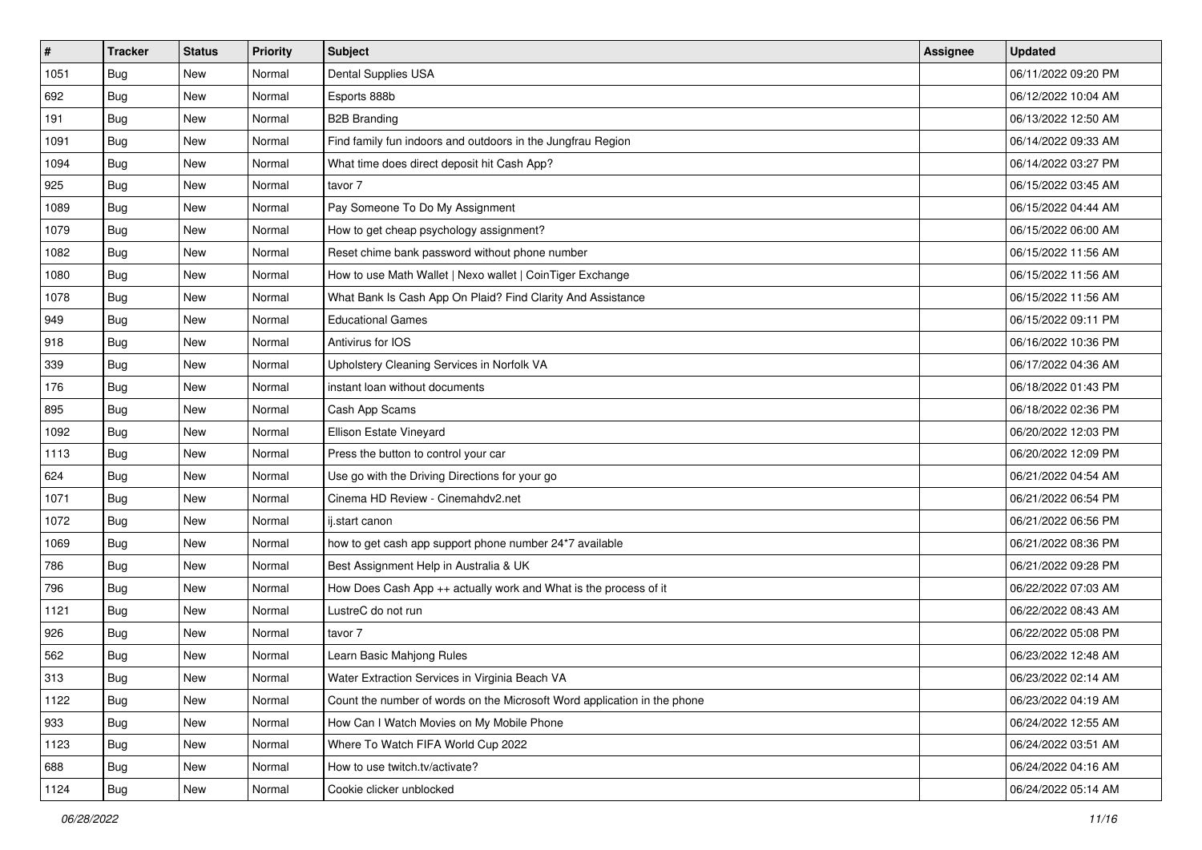| # | Tracker | Status | Priority | Subject | Assignee | Updated |
|---|---|---|---|---|---|---|
| 1051 | Bug | New | Normal | Dental Supplies USA | | 06/11/2022 09:20 PM |
| 692 | Bug | New | Normal | Esports 888b | | 06/12/2022 10:04 AM |
| 191 | Bug | New | Normal | B2B Branding | | 06/13/2022 12:50 AM |
| 1091 | Bug | New | Normal | Find family fun indoors and outdoors in the Jungfrau Region | | 06/14/2022 09:33 AM |
| 1094 | Bug | New | Normal | What time does direct deposit hit Cash App? | | 06/14/2022 03:27 PM |
| 925 | Bug | New | Normal | tavor 7 | | 06/15/2022 03:45 AM |
| 1089 | Bug | New | Normal | Pay Someone To Do My Assignment | | 06/15/2022 04:44 AM |
| 1079 | Bug | New | Normal | How to get cheap psychology assignment? | | 06/15/2022 06:00 AM |
| 1082 | Bug | New | Normal | Reset chime bank password without phone number | | 06/15/2022 11:56 AM |
| 1080 | Bug | New | Normal | How to use Math Wallet \| Nexo wallet \| CoinTiger Exchange | | 06/15/2022 11:56 AM |
| 1078 | Bug | New | Normal | What Bank Is Cash App On Plaid? Find Clarity And Assistance | | 06/15/2022 11:56 AM |
| 949 | Bug | New | Normal | Educational Games | | 06/15/2022 09:11 PM |
| 918 | Bug | New | Normal | Antivirus for IOS | | 06/16/2022 10:36 PM |
| 339 | Bug | New | Normal | Upholstery Cleaning Services in Norfolk VA | | 06/17/2022 04:36 AM |
| 176 | Bug | New | Normal | instant loan without documents | | 06/18/2022 01:43 PM |
| 895 | Bug | New | Normal | Cash App Scams | | 06/18/2022 02:36 PM |
| 1092 | Bug | New | Normal | Ellison Estate Vineyard | | 06/20/2022 12:03 PM |
| 1113 | Bug | New | Normal | Press the button to control your car | | 06/20/2022 12:09 PM |
| 624 | Bug | New | Normal | Use go with the Driving Directions for your go | | 06/21/2022 04:54 AM |
| 1071 | Bug | New | Normal | Cinema HD Review - Cinemahdv2.net | | 06/21/2022 06:54 PM |
| 1072 | Bug | New | Normal | ij.start canon | | 06/21/2022 06:56 PM |
| 1069 | Bug | New | Normal | how to get cash app support phone number 24*7 available | | 06/21/2022 08:36 PM |
| 786 | Bug | New | Normal | Best Assignment Help in Australia & UK | | 06/21/2022 09:28 PM |
| 796 | Bug | New | Normal | How Does Cash App ++ actually work and What is the process of it | | 06/22/2022 07:03 AM |
| 1121 | Bug | New | Normal | LustreC do not run | | 06/22/2022 08:43 AM |
| 926 | Bug | New | Normal | tavor 7 | | 06/22/2022 05:08 PM |
| 562 | Bug | New | Normal | Learn Basic Mahjong Rules | | 06/23/2022 12:48 AM |
| 313 | Bug | New | Normal | Water Extraction Services in Virginia Beach VA | | 06/23/2022 02:14 AM |
| 1122 | Bug | New | Normal | Count the number of words on the Microsoft Word application in the phone | | 06/23/2022 04:19 AM |
| 933 | Bug | New | Normal | How Can I Watch Movies on My Mobile Phone | | 06/24/2022 12:55 AM |
| 1123 | Bug | New | Normal | Where To Watch FIFA World Cup 2022 | | 06/24/2022 03:51 AM |
| 688 | Bug | New | Normal | How to use twitch.tv/activate? | | 06/24/2022 04:16 AM |
| 1124 | Bug | New | Normal | Cookie clicker unblocked | | 06/24/2022 05:14 AM |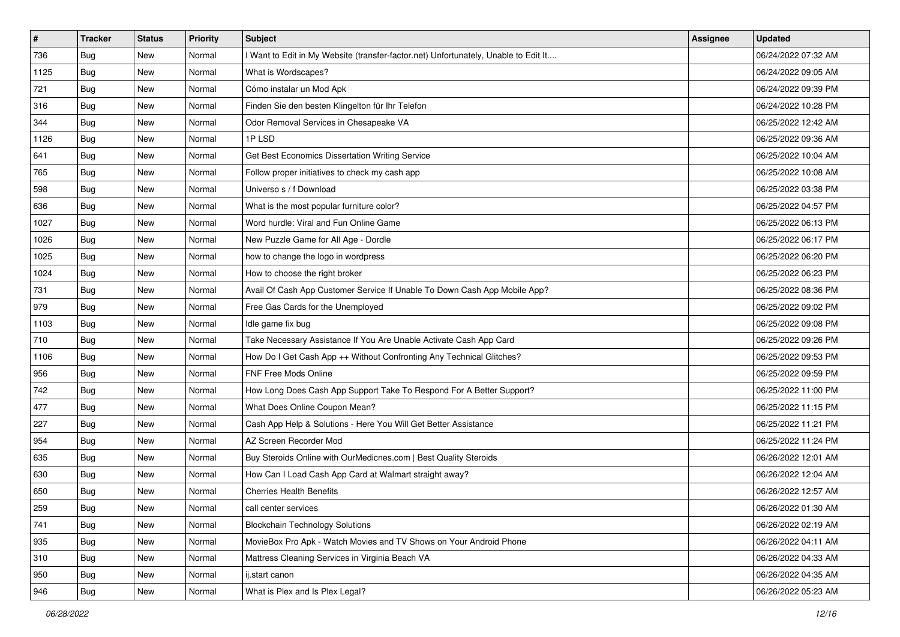| # | Tracker | Status | Priority | Subject | Assignee | Updated |
|---|---|---|---|---|---|---|
| 736 | Bug | New | Normal | I Want to Edit in My Website (transfer-factor.net) Unfortunately, Unable to Edit It.... | | 06/24/2022 07:32 AM |
| 1125 | Bug | New | Normal | What is Wordscapes? | | 06/24/2022 09:05 AM |
| 721 | Bug | New | Normal | Cómo instalar un Mod Apk | | 06/24/2022 09:39 PM |
| 316 | Bug | New | Normal | Finden Sie den besten Klingelton für Ihr Telefon | | 06/24/2022 10:28 PM |
| 344 | Bug | New | Normal | Odor Removal Services in Chesapeake VA | | 06/25/2022 12:42 AM |
| 1126 | Bug | New | Normal | 1P LSD | | 06/25/2022 09:36 AM |
| 641 | Bug | New | Normal | Get Best Economics Dissertation Writing Service | | 06/25/2022 10:04 AM |
| 765 | Bug | New | Normal | Follow proper initiatives to check my cash app | | 06/25/2022 10:08 AM |
| 598 | Bug | New | Normal | Universo s / f Download | | 06/25/2022 03:38 PM |
| 636 | Bug | New | Normal | What is the most popular furniture color? | | 06/25/2022 04:57 PM |
| 1027 | Bug | New | Normal | Word hurdle: Viral and Fun Online Game | | 06/25/2022 06:13 PM |
| 1026 | Bug | New | Normal | New Puzzle Game for All Age - Dordle | | 06/25/2022 06:17 PM |
| 1025 | Bug | New | Normal | how to change the logo in wordpress | | 06/25/2022 06:20 PM |
| 1024 | Bug | New | Normal | How to choose the right broker | | 06/25/2022 06:23 PM |
| 731 | Bug | New | Normal | Avail Of Cash App Customer Service If Unable To Down Cash App Mobile App? | | 06/25/2022 08:36 PM |
| 979 | Bug | New | Normal | Free Gas Cards for the Unemployed | | 06/25/2022 09:02 PM |
| 1103 | Bug | New | Normal | Idle game fix bug | | 06/25/2022 09:08 PM |
| 710 | Bug | New | Normal | Take Necessary Assistance If You Are Unable Activate Cash App Card | | 06/25/2022 09:26 PM |
| 1106 | Bug | New | Normal | How Do I Get Cash App ++ Without Confronting Any Technical Glitches? | | 06/25/2022 09:53 PM |
| 956 | Bug | New | Normal | FNF Free Mods Online | | 06/25/2022 09:59 PM |
| 742 | Bug | New | Normal | How Long Does Cash App Support Take To Respond For A Better Support? | | 06/25/2022 11:00 PM |
| 477 | Bug | New | Normal | What Does Online Coupon Mean? | | 06/25/2022 11:15 PM |
| 227 | Bug | New | Normal | Cash App Help & Solutions - Here You Will Get Better Assistance | | 06/25/2022 11:21 PM |
| 954 | Bug | New | Normal | AZ Screen Recorder Mod | | 06/25/2022 11:24 PM |
| 635 | Bug | New | Normal | Buy Steroids Online with OurMedicnes.com \| Best Quality Steroids | | 06/26/2022 12:01 AM |
| 630 | Bug | New | Normal | How Can I Load Cash App Card at Walmart straight away? | | 06/26/2022 12:04 AM |
| 650 | Bug | New | Normal | Cherries Health Benefits | | 06/26/2022 12:57 AM |
| 259 | Bug | New | Normal | call center services | | 06/26/2022 01:30 AM |
| 741 | Bug | New | Normal | Blockchain Technology Solutions | | 06/26/2022 02:19 AM |
| 935 | Bug | New | Normal | MovieBox Pro Apk - Watch Movies and TV Shows on Your Android Phone | | 06/26/2022 04:11 AM |
| 310 | Bug | New | Normal | Mattress Cleaning Services in Virginia Beach VA | | 06/26/2022 04:33 AM |
| 950 | Bug | New | Normal | ij.start canon | | 06/26/2022 04:35 AM |
| 946 | Bug | New | Normal | What is Plex and Is Plex Legal? | | 06/26/2022 05:23 AM |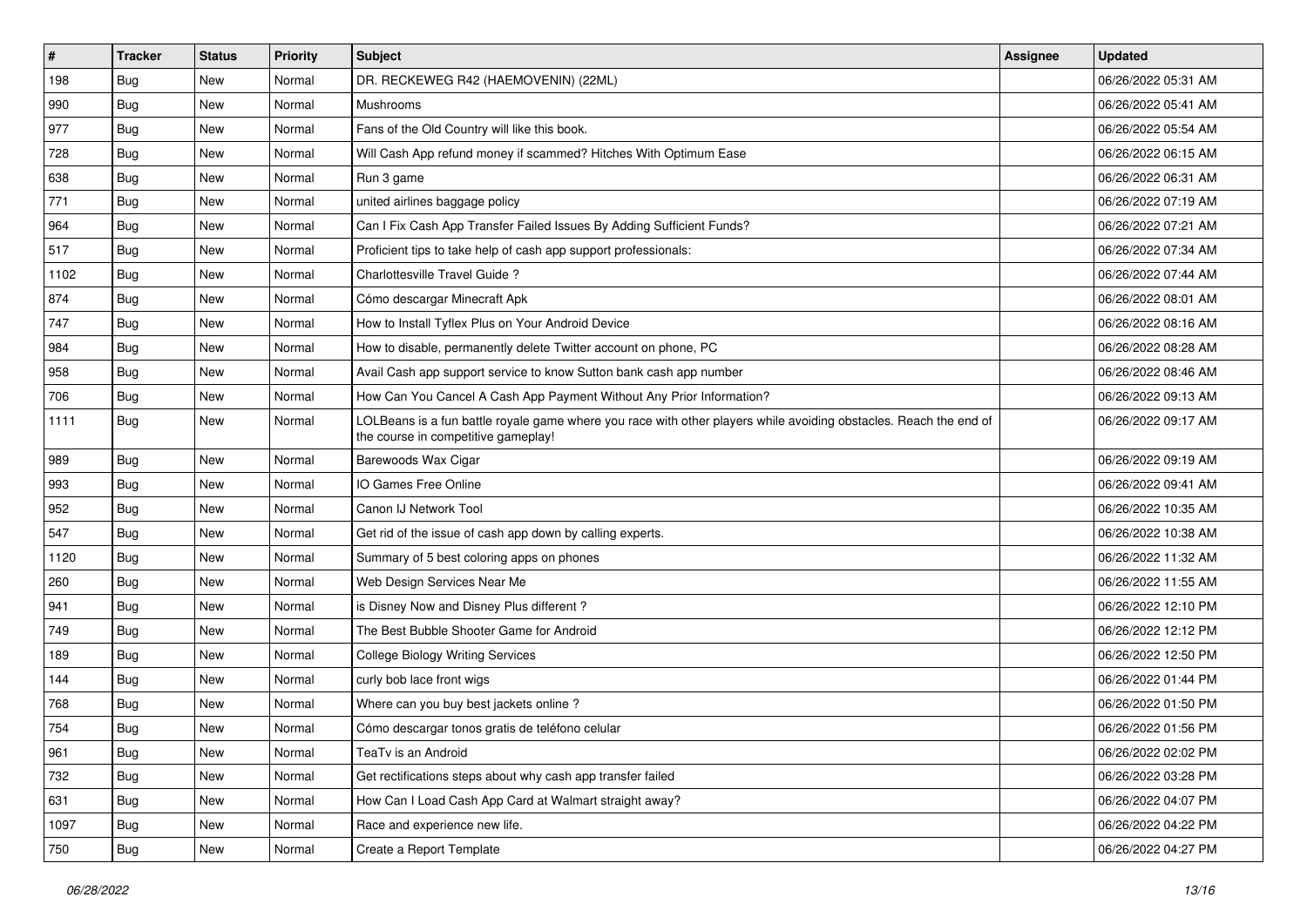| # | Tracker | Status | Priority | Subject | Assignee | Updated |
|---|---|---|---|---|---|---|
| 198 | Bug | New | Normal | DR. RECKEWEG R42 (HAEMOVENIN) (22ML) | | 06/26/2022 05:31 AM |
| 990 | Bug | New | Normal | Mushrooms | | 06/26/2022 05:41 AM |
| 977 | Bug | New | Normal | Fans of the Old Country will like this book. | | 06/26/2022 05:54 AM |
| 728 | Bug | New | Normal | Will Cash App refund money if scammed? Hitches With Optimum Ease | | 06/26/2022 06:15 AM |
| 638 | Bug | New | Normal | Run 3 game | | 06/26/2022 06:31 AM |
| 771 | Bug | New | Normal | united airlines baggage policy | | 06/26/2022 07:19 AM |
| 964 | Bug | New | Normal | Can I Fix Cash App Transfer Failed Issues By Adding Sufficient Funds? | | 06/26/2022 07:21 AM |
| 517 | Bug | New | Normal | Proficient tips to take help of cash app support professionals: | | 06/26/2022 07:34 AM |
| 1102 | Bug | New | Normal | Charlottesville Travel Guide ? | | 06/26/2022 07:44 AM |
| 874 | Bug | New | Normal | Cómo descargar Minecraft Apk | | 06/26/2022 08:01 AM |
| 747 | Bug | New | Normal | How to Install Tyflex Plus on Your Android Device | | 06/26/2022 08:16 AM |
| 984 | Bug | New | Normal | How to disable, permanently delete Twitter account on phone, PC | | 06/26/2022 08:28 AM |
| 958 | Bug | New | Normal | Avail Cash app support service to know Sutton bank cash app number | | 06/26/2022 08:46 AM |
| 706 | Bug | New | Normal | How Can You Cancel A Cash App Payment Without Any Prior Information? | | 06/26/2022 09:13 AM |
| 1111 | Bug | New | Normal | LOLBeans is a fun battle royale game where you race with other players while avoiding obstacles. Reach the end of the course in competitive gameplay! | | 06/26/2022 09:17 AM |
| 989 | Bug | New | Normal | Barewoods Wax Cigar | | 06/26/2022 09:19 AM |
| 993 | Bug | New | Normal | IO Games Free Online | | 06/26/2022 09:41 AM |
| 952 | Bug | New | Normal | Canon IJ Network Tool | | 06/26/2022 10:35 AM |
| 547 | Bug | New | Normal | Get rid of the issue of cash app down by calling experts. | | 06/26/2022 10:38 AM |
| 1120 | Bug | New | Normal | Summary of 5 best coloring apps on phones | | 06/26/2022 11:32 AM |
| 260 | Bug | New | Normal | Web Design Services Near Me | | 06/26/2022 11:55 AM |
| 941 | Bug | New | Normal | is Disney Now and Disney Plus different ? | | 06/26/2022 12:10 PM |
| 749 | Bug | New | Normal | The Best Bubble Shooter Game for Android | | 06/26/2022 12:12 PM |
| 189 | Bug | New | Normal | College Biology Writing Services | | 06/26/2022 12:50 PM |
| 144 | Bug | New | Normal | curly bob lace front wigs | | 06/26/2022 01:44 PM |
| 768 | Bug | New | Normal | Where can you buy best jackets online ? | | 06/26/2022 01:50 PM |
| 754 | Bug | New | Normal | Cómo descargar tonos gratis de teléfono celular | | 06/26/2022 01:56 PM |
| 961 | Bug | New | Normal | TeaTv is an Android | | 06/26/2022 02:02 PM |
| 732 | Bug | New | Normal | Get rectifications steps about why cash app transfer failed | | 06/26/2022 03:28 PM |
| 631 | Bug | New | Normal | How Can I Load Cash App Card at Walmart straight away? | | 06/26/2022 04:07 PM |
| 1097 | Bug | New | Normal | Race and experience new life. | | 06/26/2022 04:22 PM |
| 750 | Bug | New | Normal | Create a Report Template | | 06/26/2022 04:27 PM |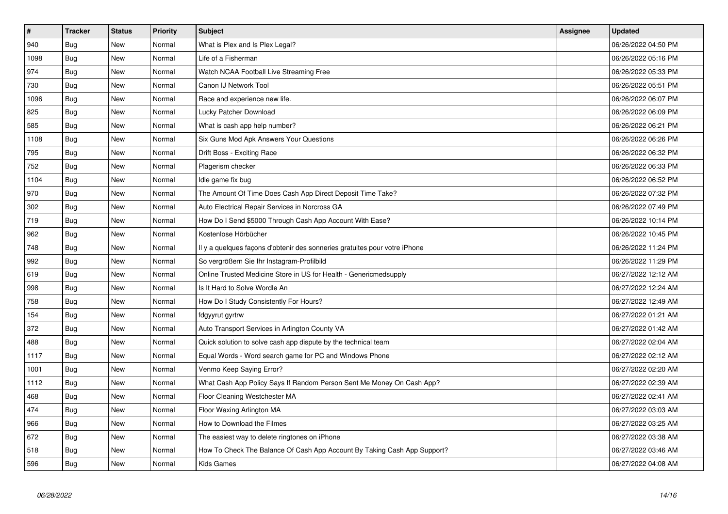| # | Tracker | Status | Priority | Subject | Assignee | Updated |
|---|---|---|---|---|---|---|
| 940 | Bug | New | Normal | What is Plex and Is Plex Legal? | | 06/26/2022 04:50 PM |
| 1098 | Bug | New | Normal | Life of a Fisherman | | 06/26/2022 05:16 PM |
| 974 | Bug | New | Normal | Watch NCAA Football Live Streaming Free | | 06/26/2022 05:33 PM |
| 730 | Bug | New | Normal | Canon IJ Network Tool | | 06/26/2022 05:51 PM |
| 1096 | Bug | New | Normal | Race and experience new life. | | 06/26/2022 06:07 PM |
| 825 | Bug | New | Normal | Lucky Patcher Download | | 06/26/2022 06:09 PM |
| 585 | Bug | New | Normal | What is cash app help number? | | 06/26/2022 06:21 PM |
| 1108 | Bug | New | Normal | Six Guns Mod Apk Answers Your Questions | | 06/26/2022 06:26 PM |
| 795 | Bug | New | Normal | Drift Boss - Exciting Race | | 06/26/2022 06:32 PM |
| 752 | Bug | New | Normal | Plagerism checker | | 06/26/2022 06:33 PM |
| 1104 | Bug | New | Normal | Idle game fix bug | | 06/26/2022 06:52 PM |
| 970 | Bug | New | Normal | The Amount Of Time Does Cash App Direct Deposit Time Take? | | 06/26/2022 07:32 PM |
| 302 | Bug | New | Normal | Auto Electrical Repair Services in Norcross GA | | 06/26/2022 07:49 PM |
| 719 | Bug | New | Normal | How Do I Send $5000 Through Cash App Account With Ease? | | 06/26/2022 10:14 PM |
| 962 | Bug | New | Normal | Kostenlose Hörbücher | | 06/26/2022 10:45 PM |
| 748 | Bug | New | Normal | Il y a quelques façons d'obtenir des sonneries gratuites pour votre iPhone | | 06/26/2022 11:24 PM |
| 992 | Bug | New | Normal | So vergrößern Sie Ihr Instagram-Profilbild | | 06/26/2022 11:29 PM |
| 619 | Bug | New | Normal | Online Trusted Medicine Store in US for Health - Genericmedsupply | | 06/27/2022 12:12 AM |
| 998 | Bug | New | Normal | Is It Hard to Solve Wordle An | | 06/27/2022 12:24 AM |
| 758 | Bug | New | Normal | How Do I Study Consistently For Hours? | | 06/27/2022 12:49 AM |
| 154 | Bug | New | Normal | fdgyyrut gyrtrw | | 06/27/2022 01:21 AM |
| 372 | Bug | New | Normal | Auto Transport Services in Arlington County VA | | 06/27/2022 01:42 AM |
| 488 | Bug | New | Normal | Quick solution to solve cash app dispute by the technical team | | 06/27/2022 02:04 AM |
| 1117 | Bug | New | Normal | Equal Words - Word search game for PC and Windows Phone | | 06/27/2022 02:12 AM |
| 1001 | Bug | New | Normal | Venmo Keep Saying Error? | | 06/27/2022 02:20 AM |
| 1112 | Bug | New | Normal | What Cash App Policy Says If Random Person Sent Me Money On Cash App? | | 06/27/2022 02:39 AM |
| 468 | Bug | New | Normal | Floor Cleaning Westchester MA | | 06/27/2022 02:41 AM |
| 474 | Bug | New | Normal | Floor Waxing Arlington MA | | 06/27/2022 03:03 AM |
| 966 | Bug | New | Normal | How to Download the Filmes | | 06/27/2022 03:25 AM |
| 672 | Bug | New | Normal | The easiest way to delete ringtones on iPhone | | 06/27/2022 03:38 AM |
| 518 | Bug | New | Normal | How To Check The Balance Of Cash App Account By Taking Cash App Support? | | 06/27/2022 03:46 AM |
| 596 | Bug | New | Normal | Kids Games | | 06/27/2022 04:08 AM |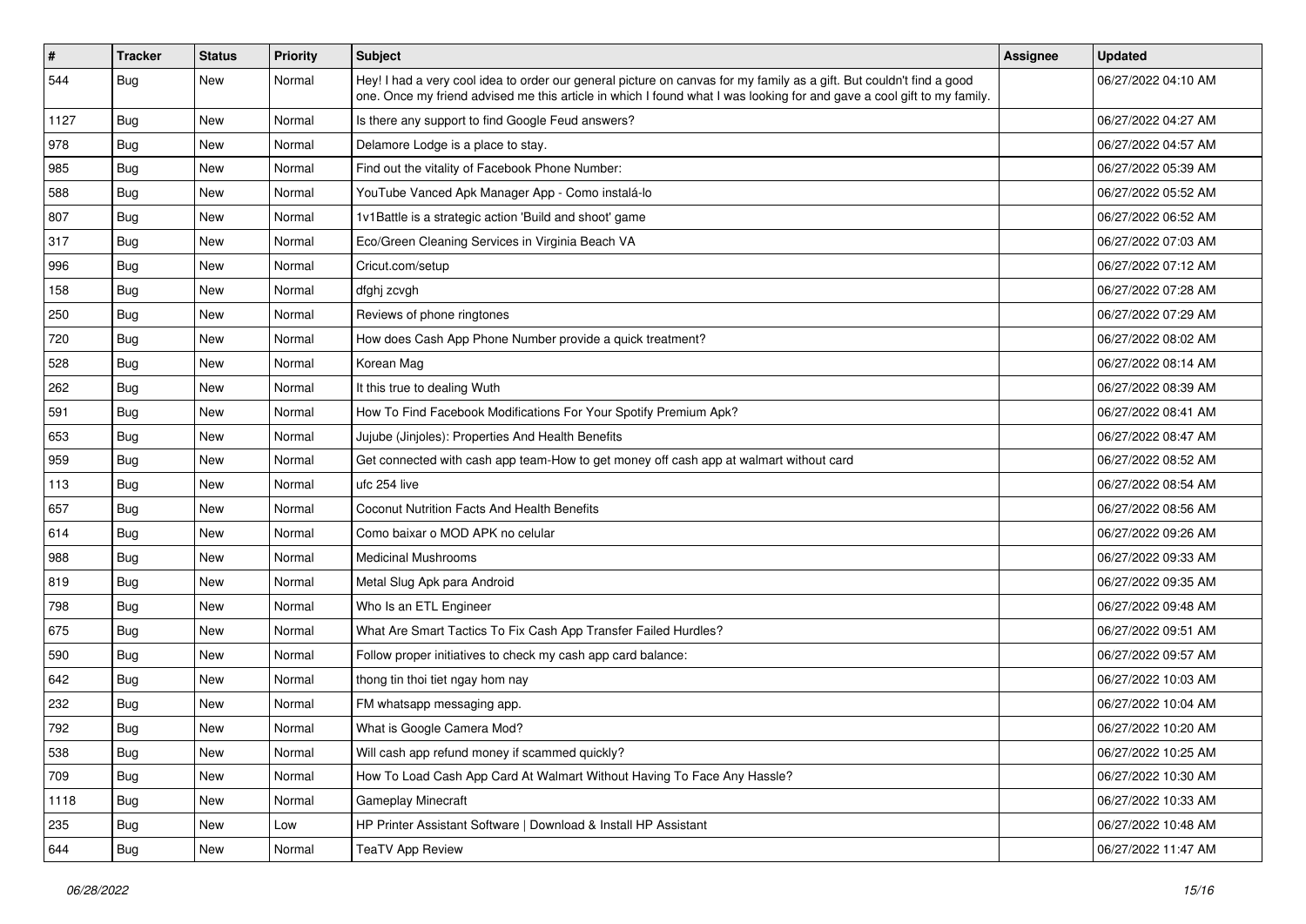| # | Tracker | Status | Priority | Subject | Assignee | Updated |
| --- | --- | --- | --- | --- | --- | --- |
| 544 | Bug | New | Normal | Hey! I had a very cool idea to order our general picture on canvas for my family as a gift. But couldn't find a good one. Once my friend advised me this article in which I found what I was looking for and gave a cool gift to my family. | | 06/27/2022 04:10 AM |
| 1127 | Bug | New | Normal | Is there any support to find Google Feud answers? | | 06/27/2022 04:27 AM |
| 978 | Bug | New | Normal | Delamore Lodge is a place to stay. | | 06/27/2022 04:57 AM |
| 985 | Bug | New | Normal | Find out the vitality of Facebook Phone Number: | | 06/27/2022 05:39 AM |
| 588 | Bug | New | Normal | YouTube Vanced Apk Manager App - Como instalá-lo | | 06/27/2022 05:52 AM |
| 807 | Bug | New | Normal | 1v1Battle is a strategic action 'Build and shoot' game | | 06/27/2022 06:52 AM |
| 317 | Bug | New | Normal | Eco/Green Cleaning Services in Virginia Beach VA | | 06/27/2022 07:03 AM |
| 996 | Bug | New | Normal | Cricut.com/setup | | 06/27/2022 07:12 AM |
| 158 | Bug | New | Normal | dfghj zcvgh | | 06/27/2022 07:28 AM |
| 250 | Bug | New | Normal | Reviews of phone ringtones | | 06/27/2022 07:29 AM |
| 720 | Bug | New | Normal | How does Cash App Phone Number provide a quick treatment? | | 06/27/2022 08:02 AM |
| 528 | Bug | New | Normal | Korean Mag | | 06/27/2022 08:14 AM |
| 262 | Bug | New | Normal | It this true to dealing Wuth | | 06/27/2022 08:39 AM |
| 591 | Bug | New | Normal | How To Find Facebook Modifications For Your Spotify Premium Apk? | | 06/27/2022 08:41 AM |
| 653 | Bug | New | Normal | Jujube (Jinjoles): Properties And Health Benefits | | 06/27/2022 08:47 AM |
| 959 | Bug | New | Normal | Get connected with cash app team-How to get money off cash app at walmart without card | | 06/27/2022 08:52 AM |
| 113 | Bug | New | Normal | ufc 254 live | | 06/27/2022 08:54 AM |
| 657 | Bug | New | Normal | Coconut Nutrition Facts And Health Benefits | | 06/27/2022 08:56 AM |
| 614 | Bug | New | Normal | Como baixar o MOD APK no celular | | 06/27/2022 09:26 AM |
| 988 | Bug | New | Normal | Medicinal Mushrooms | | 06/27/2022 09:33 AM |
| 819 | Bug | New | Normal | Metal Slug Apk para Android | | 06/27/2022 09:35 AM |
| 798 | Bug | New | Normal | Who Is an ETL Engineer | | 06/27/2022 09:48 AM |
| 675 | Bug | New | Normal | What Are Smart Tactics To Fix Cash App Transfer Failed Hurdles? | | 06/27/2022 09:51 AM |
| 590 | Bug | New | Normal | Follow proper initiatives to check my cash app card balance: | | 06/27/2022 09:57 AM |
| 642 | Bug | New | Normal | thong tin thoi tiet ngay hom nay | | 06/27/2022 10:03 AM |
| 232 | Bug | New | Normal | FM whatsapp messaging app. | | 06/27/2022 10:04 AM |
| 792 | Bug | New | Normal | What is Google Camera Mod? | | 06/27/2022 10:20 AM |
| 538 | Bug | New | Normal | Will cash app refund money if scammed quickly? | | 06/27/2022 10:25 AM |
| 709 | Bug | New | Normal | How To Load Cash App Card At Walmart Without Having To Face Any Hassle? | | 06/27/2022 10:30 AM |
| 1118 | Bug | New | Normal | Gameplay Minecraft | | 06/27/2022 10:33 AM |
| 235 | Bug | New | Low | HP Printer Assistant Software \| Download & Install HP Assistant | | 06/27/2022 10:48 AM |
| 644 | Bug | New | Normal | TeaTV App Review | | 06/27/2022 11:47 AM |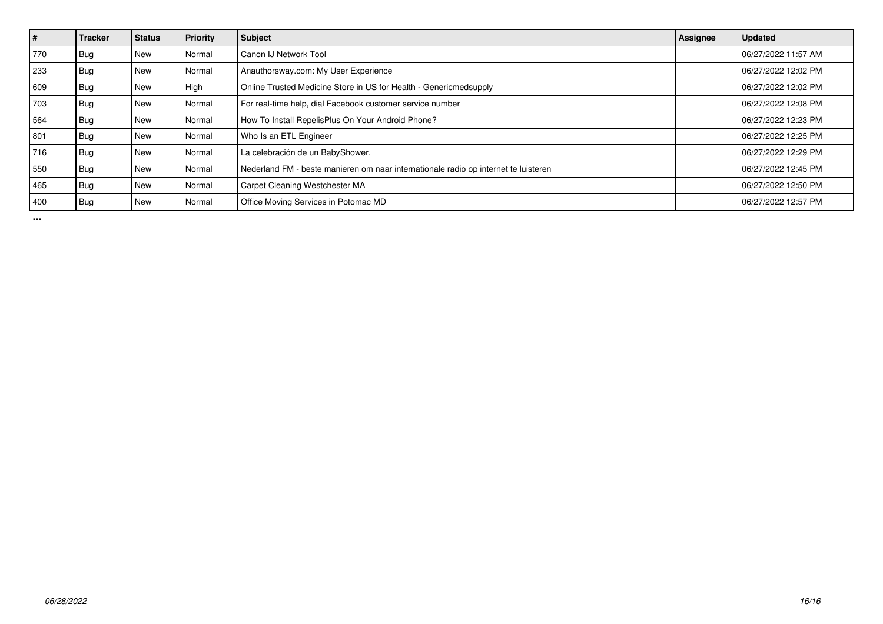| # | Tracker | Status | Priority | Subject | Assignee | Updated |
|---|---|---|---|---|---|---|
| 770 | Bug | New | Normal | Canon IJ Network Tool | | 06/27/2022 11:57 AM |
| 233 | Bug | New | Normal | Anauthorsway.com: My User Experience | | 06/27/2022 12:02 PM |
| 609 | Bug | New | High | Online Trusted Medicine Store in US for Health - Genericmedsupply | | 06/27/2022 12:02 PM |
| 703 | Bug | New | Normal | For real-time help, dial Facebook customer service number | | 06/27/2022 12:08 PM |
| 564 | Bug | New | Normal | How To Install RepelisPlus On Your Android Phone? | | 06/27/2022 12:23 PM |
| 801 | Bug | New | Normal | Who Is an ETL Engineer | | 06/27/2022 12:25 PM |
| 716 | Bug | New | Normal | La celebración de un BabyShower. | | 06/27/2022 12:29 PM |
| 550 | Bug | New | Normal | Nederland FM - beste manieren om naar internationale radio op internet te luisteren | | 06/27/2022 12:45 PM |
| 465 | Bug | New | Normal | Carpet Cleaning Westchester MA | | 06/27/2022 12:50 PM |
| 400 | Bug | New | Normal | Office Moving Services in Potomac MD | | 06/27/2022 12:57 PM |

...